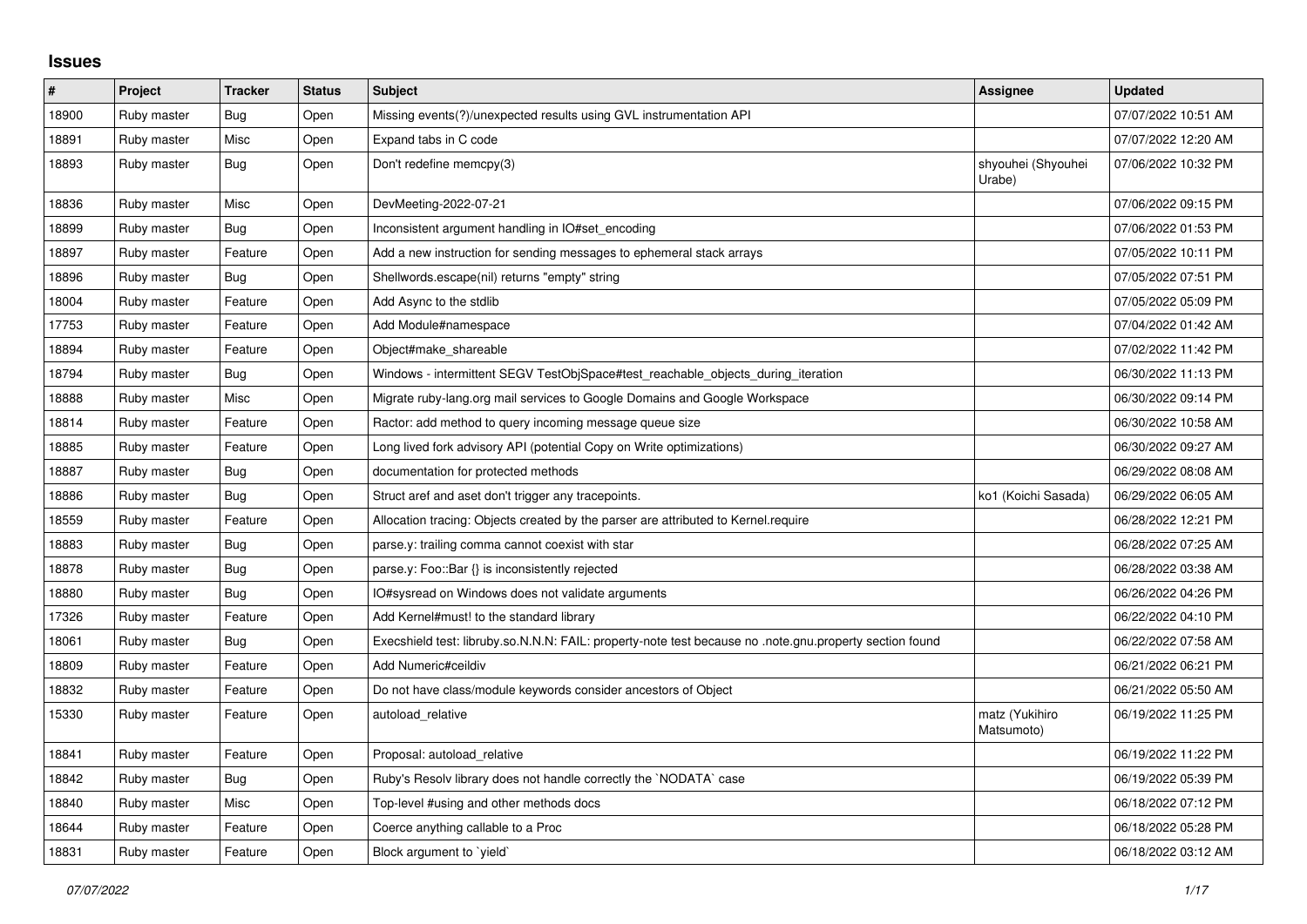## Issues

| # | Project | Tracker | Status | Subject | Assignee | Updated |
|---|---|---|---|---|---|---|
| 18900 | Ruby master | Bug | Open | Missing events(?)/unexpected results using GVL instrumentation API | | 07/07/2022 10:51 AM |
| 18891 | Ruby master | Misc | Open | Expand tabs in C code | | 07/07/2022 12:20 AM |
| 18893 | Ruby master | Bug | Open | Don't redefine memcpy(3) | shyouhei (Shyouhei Urabe) | 07/06/2022 10:32 PM |
| 18836 | Ruby master | Misc | Open | DevMeeting-2022-07-21 | | 07/06/2022 09:15 PM |
| 18899 | Ruby master | Bug | Open | Inconsistent argument handling in IO#set_encoding | | 07/06/2022 01:53 PM |
| 18897 | Ruby master | Feature | Open | Add a new instruction for sending messages to ephemeral stack arrays | | 07/05/2022 10:11 PM |
| 18896 | Ruby master | Bug | Open | Shellwords.escape(nil) returns "empty" string | | 07/05/2022 07:51 PM |
| 18004 | Ruby master | Feature | Open | Add Async to the stdlib | | 07/05/2022 05:09 PM |
| 17753 | Ruby master | Feature | Open | Add Module#namespace | | 07/04/2022 01:42 AM |
| 18894 | Ruby master | Feature | Open | Object#make_shareable | | 07/02/2022 11:42 PM |
| 18794 | Ruby master | Bug | Open | Windows - intermittent SEGV TestObjSpace#test_reachable_objects_during_iteration | | 06/30/2022 11:13 PM |
| 18888 | Ruby master | Misc | Open | Migrate ruby-lang.org mail services to Google Domains and Google Workspace | | 06/30/2022 09:14 PM |
| 18814 | Ruby master | Feature | Open | Ractor: add method to query incoming message queue size | | 06/30/2022 10:58 AM |
| 18885 | Ruby master | Feature | Open | Long lived fork advisory API (potential Copy on Write optimizations) | | 06/30/2022 09:27 AM |
| 18887 | Ruby master | Bug | Open | documentation for protected methods | | 06/29/2022 08:08 AM |
| 18886 | Ruby master | Bug | Open | Struct aref and aset don't trigger any tracepoints. | ko1 (Koichi Sasada) | 06/29/2022 06:05 AM |
| 18559 | Ruby master | Feature | Open | Allocation tracing: Objects created by the parser are attributed to Kernel.require | | 06/28/2022 12:21 PM |
| 18883 | Ruby master | Bug | Open | parse.y: trailing comma cannot coexist with star | | 06/28/2022 07:25 AM |
| 18878 | Ruby master | Bug | Open | parse.y: Foo::Bar {} is inconsistently rejected | | 06/28/2022 03:38 AM |
| 18880 | Ruby master | Bug | Open | IO#sysread on Windows does not validate arguments | | 06/26/2022 04:26 PM |
| 17326 | Ruby master | Feature | Open | Add Kernel#must! to the standard library | | 06/22/2022 04:10 PM |
| 18061 | Ruby master | Bug | Open | Execshield test: libruby.so.N.N.N: FAIL: property-note test because no .note.gnu.property section found | | 06/22/2022 07:58 AM |
| 18809 | Ruby master | Feature | Open | Add Numeric#ceildiv | | 06/21/2022 06:21 PM |
| 18832 | Ruby master | Feature | Open | Do not have class/module keywords consider ancestors of Object | | 06/21/2022 05:50 AM |
| 15330 | Ruby master | Feature | Open | autoload_relative | matz (Yukihiro Matsumoto) | 06/19/2022 11:25 PM |
| 18841 | Ruby master | Feature | Open | Proposal: autoload_relative | | 06/19/2022 11:22 PM |
| 18842 | Ruby master | Bug | Open | Ruby's Resolv library does not handle correctly the `NODATA` case | | 06/19/2022 05:39 PM |
| 18840 | Ruby master | Misc | Open | Top-level #using and other methods docs | | 06/18/2022 07:12 PM |
| 18644 | Ruby master | Feature | Open | Coerce anything callable to a Proc | | 06/18/2022 05:28 PM |
| 18831 | Ruby master | Feature | Open | Block argument to `yield` | | 06/18/2022 03:12 AM |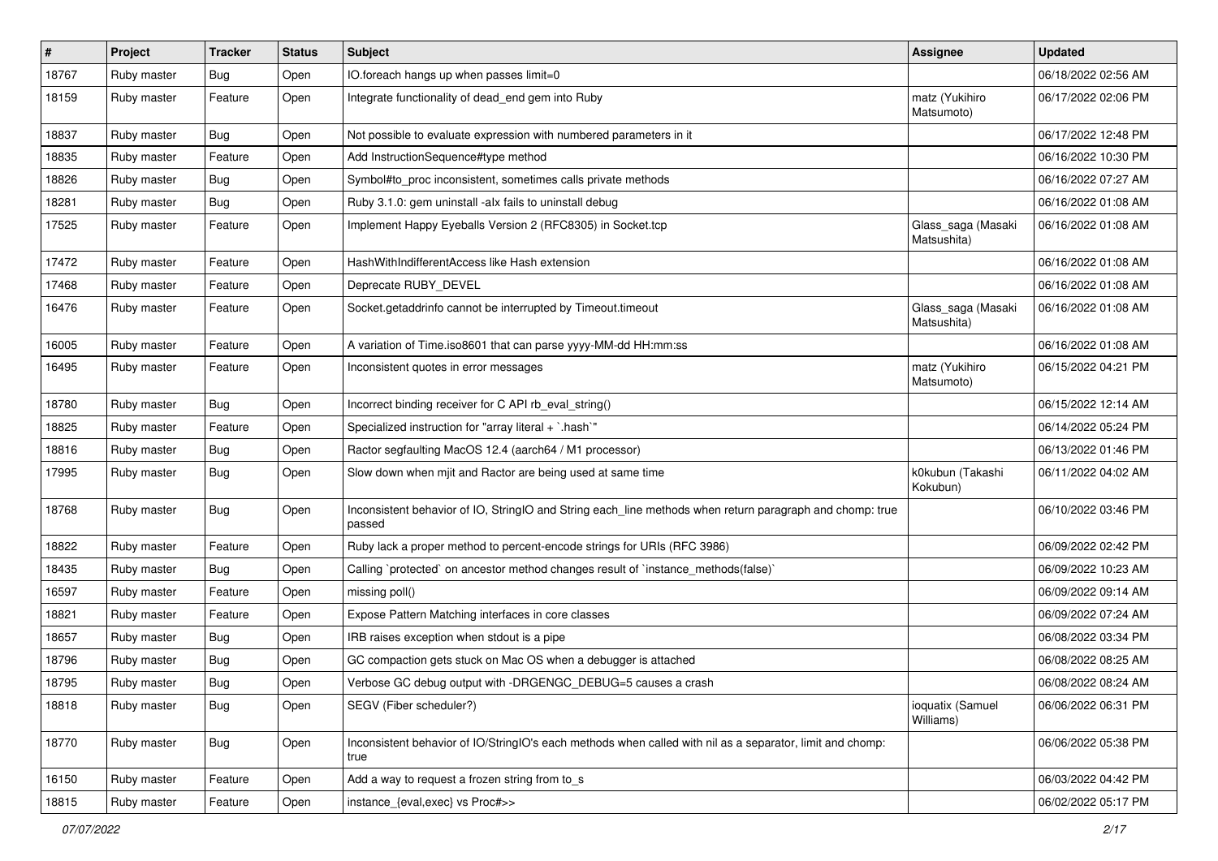| # | Project | Tracker | Status | Subject | Assignee | Updated |
|---|---|---|---|---|---|---|
| 18767 | Ruby master | Bug | Open | IO.foreach hangs up when passes limit=0 | | 06/18/2022 02:56 AM |
| 18159 | Ruby master | Feature | Open | Integrate functionality of dead_end gem into Ruby | matz (Yukihiro Matsumoto) | 06/17/2022 02:06 PM |
| 18837 | Ruby master | Bug | Open | Not possible to evaluate expression with numbered parameters in it | | 06/17/2022 12:48 PM |
| 18835 | Ruby master | Feature | Open | Add InstructionSequence#type method | | 06/16/2022 10:30 PM |
| 18826 | Ruby master | Bug | Open | Symbol#to_proc inconsistent, sometimes calls private methods | | 06/16/2022 07:27 AM |
| 18281 | Ruby master | Bug | Open | Ruby 3.1.0: gem uninstall -alx fails to uninstall debug | | 06/16/2022 01:08 AM |
| 17525 | Ruby master | Feature | Open | Implement Happy Eyeballs Version 2 (RFC8305) in Socket.tcp | Glass_saga (Masaki Matsushita) | 06/16/2022 01:08 AM |
| 17472 | Ruby master | Feature | Open | HashWithIndifferentAccess like Hash extension | | 06/16/2022 01:08 AM |
| 17468 | Ruby master | Feature | Open | Deprecate RUBY_DEVEL | | 06/16/2022 01:08 AM |
| 16476 | Ruby master | Feature | Open | Socket.getaddrinfo cannot be interrupted by Timeout.timeout | Glass_saga (Masaki Matsushita) | 06/16/2022 01:08 AM |
| 16005 | Ruby master | Feature | Open | A variation of Time.iso8601 that can parse yyyy-MM-dd HH:mm:ss | | 06/16/2022 01:08 AM |
| 16495 | Ruby master | Feature | Open | Inconsistent quotes in error messages | matz (Yukihiro Matsumoto) | 06/15/2022 04:21 PM |
| 18780 | Ruby master | Bug | Open | Incorrect binding receiver for C API rb_eval_string() | | 06/15/2022 12:14 AM |
| 18825 | Ruby master | Feature | Open | Specialized instruction for "array literal + `.hash`" | | 06/14/2022 05:24 PM |
| 18816 | Ruby master | Bug | Open | Ractor segfaulting MacOS 12.4 (aarch64 / M1 processor) | | 06/13/2022 01:46 PM |
| 17995 | Ruby master | Bug | Open | Slow down when mjit and Ractor are being used at same time | k0kubun (Takashi Kokubun) | 06/11/2022 04:02 AM |
| 18768 | Ruby master | Bug | Open | Inconsistent behavior of IO, StringIO and String each_line methods when return paragraph and chomp: true passed | | 06/10/2022 03:46 PM |
| 18822 | Ruby master | Feature | Open | Ruby lack a proper method to percent-encode strings for URIs (RFC 3986) | | 06/09/2022 02:42 PM |
| 18435 | Ruby master | Bug | Open | Calling `protected` on ancestor method changes result of `instance_methods(false)` | | 06/09/2022 10:23 AM |
| 16597 | Ruby master | Feature | Open | missing poll() | | 06/09/2022 09:14 AM |
| 18821 | Ruby master | Feature | Open | Expose Pattern Matching interfaces in core classes | | 06/09/2022 07:24 AM |
| 18657 | Ruby master | Bug | Open | IRB raises exception when stdout is a pipe | | 06/08/2022 03:34 PM |
| 18796 | Ruby master | Bug | Open | GC compaction gets stuck on Mac OS when a debugger is attached | | 06/08/2022 08:25 AM |
| 18795 | Ruby master | Bug | Open | Verbose GC debug output with -DRGENGC_DEBUG=5 causes a crash | | 06/08/2022 08:24 AM |
| 18818 | Ruby master | Bug | Open | SEGV (Fiber scheduler?) | ioquatix (Samuel Williams) | 06/06/2022 06:31 PM |
| 18770 | Ruby master | Bug | Open | Inconsistent behavior of IO/StringIO's each methods when called with nil as a separator, limit and chomp: true | | 06/06/2022 05:38 PM |
| 16150 | Ruby master | Feature | Open | Add a way to request a frozen string from to_s | | 06/03/2022 04:42 PM |
| 18815 | Ruby master | Feature | Open | instance_{eval,exec} vs Proc#>> | | 06/02/2022 05:17 PM |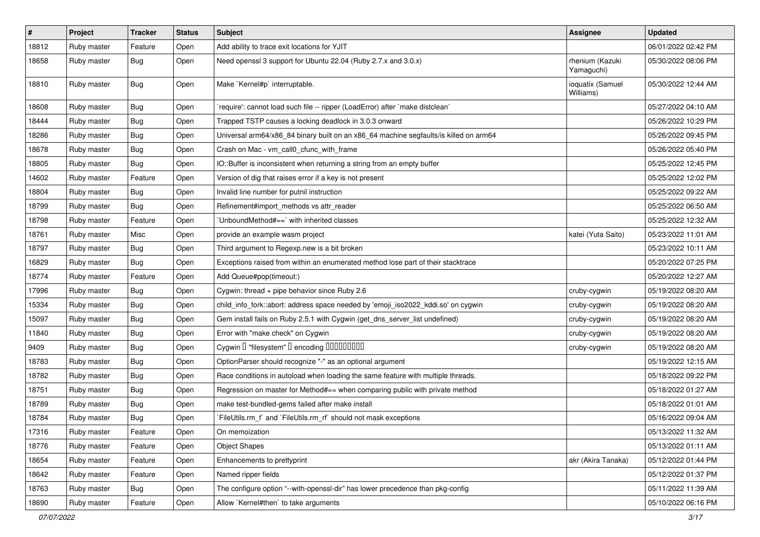| # | Project | Tracker | Status | Subject | Assignee | Updated |
|---|---|---|---|---|---|---|
| 18812 | Ruby master | Feature | Open | Add ability to trace exit locations for YJIT | | 06/01/2022 02:42 PM |
| 18658 | Ruby master | Bug | Open | Need openssl 3 support for Ubuntu 22.04 (Ruby 2.7.x and 3.0.x) | rhenium (Kazuki Yamaguchi) | 05/30/2022 08:06 PM |
| 18810 | Ruby master | Bug | Open | Make `Kernel#p` interruptable. | ioquatix (Samuel Williams) | 05/30/2022 12:44 AM |
| 18608 | Ruby master | Bug | Open | `require': cannot load such file -- ripper (LoadError) after `make distclean` | | 05/27/2022 04:10 AM |
| 18444 | Ruby master | Bug | Open | Trapped TSTP causes a locking deadlock in 3.0.3 onward | | 05/26/2022 10:29 PM |
| 18286 | Ruby master | Bug | Open | Universal arm64/x86_84 binary built on an x86_64 machine segfaults/is killed on arm64 | | 05/26/2022 09:45 PM |
| 18678 | Ruby master | Bug | Open | Crash on Mac - vm_call0_cfunc_with_frame | | 05/26/2022 05:40 PM |
| 18805 | Ruby master | Bug | Open | IO::Buffer is inconsistent when returning a string from an empty buffer | | 05/25/2022 12:45 PM |
| 14602 | Ruby master | Feature | Open | Version of dig that raises error if a key is not present | | 05/25/2022 12:02 PM |
| 18804 | Ruby master | Bug | Open | Invalid line number for putnil instruction | | 05/25/2022 09:22 AM |
| 18799 | Ruby master | Bug | Open | Refinement#import_methods vs attr_reader | | 05/25/2022 06:50 AM |
| 18798 | Ruby master | Feature | Open | `UnboundMethod#==` with inherited classes | | 05/25/2022 12:32 AM |
| 18761 | Ruby master | Misc | Open | provide an example wasm project | katei (Yuta Saito) | 05/23/2022 11:01 AM |
| 18797 | Ruby master | Bug | Open | Third argument to Regexp.new is a bit broken | | 05/23/2022 10:11 AM |
| 16829 | Ruby master | Bug | Open | Exceptions raised from within an enumerated method lose part of their stacktrace | | 05/20/2022 07:25 PM |
| 18774 | Ruby master | Feature | Open | Add Queue#pop(timeout:) | | 05/20/2022 12:27 AM |
| 17996 | Ruby master | Bug | Open | Cygwin: thread + pipe behavior since Ruby 2.6 | cruby-cygwin | 05/19/2022 08:20 AM |
| 15334 | Ruby master | Bug | Open | child_info_fork::abort: address space needed by 'emoji_iso2022_kddi.so' on cygwin | cruby-cygwin | 05/19/2022 08:20 AM |
| 15097 | Ruby master | Bug | Open | Gem install fails on Ruby 2.5.1 with Cygwin (get_dns_server_list undefined) | cruby-cygwin | 05/19/2022 08:20 AM |
| 11840 | Ruby master | Bug | Open | Error with "make check" on Cygwin | cruby-cygwin | 05/19/2022 08:20 AM |
| 9409 | Ruby master | Bug | Open | Cygwin � "filesystem" � encoding ��������� | cruby-cygwin | 05/19/2022 08:20 AM |
| 18783 | Ruby master | Bug | Open | OptionParser should recognize "-" as an optional argument | | 05/19/2022 12:15 AM |
| 18782 | Ruby master | Bug | Open | Race conditions in autoload when loading the same feature with multiple threads. | | 05/18/2022 09:22 PM |
| 18751 | Ruby master | Bug | Open | Regression on master for Method#== when comparing public with private method | | 05/18/2022 01:27 AM |
| 18789 | Ruby master | Bug | Open | make test-bundled-gems failed after make install | | 05/18/2022 01:01 AM |
| 18784 | Ruby master | Bug | Open | `FileUtils.rm_f` and `FileUtils.rm_rf` should not mask exceptions | | 05/16/2022 09:04 AM |
| 17316 | Ruby master | Feature | Open | On memoization | | 05/13/2022 11:32 AM |
| 18776 | Ruby master | Feature | Open | Object Shapes | | 05/13/2022 01:11 AM |
| 18654 | Ruby master | Feature | Open | Enhancements to prettyprint | akr (Akira Tanaka) | 05/12/2022 01:44 PM |
| 18642 | Ruby master | Feature | Open | Named ripper fields | | 05/12/2022 01:37 PM |
| 18763 | Ruby master | Bug | Open | The configure option "--with-openssl-dir" has lower precedence than pkg-config | | 05/11/2022 11:39 AM |
| 18690 | Ruby master | Feature | Open | Allow `Kernel#then` to take arguments | | 05/10/2022 06:16 PM |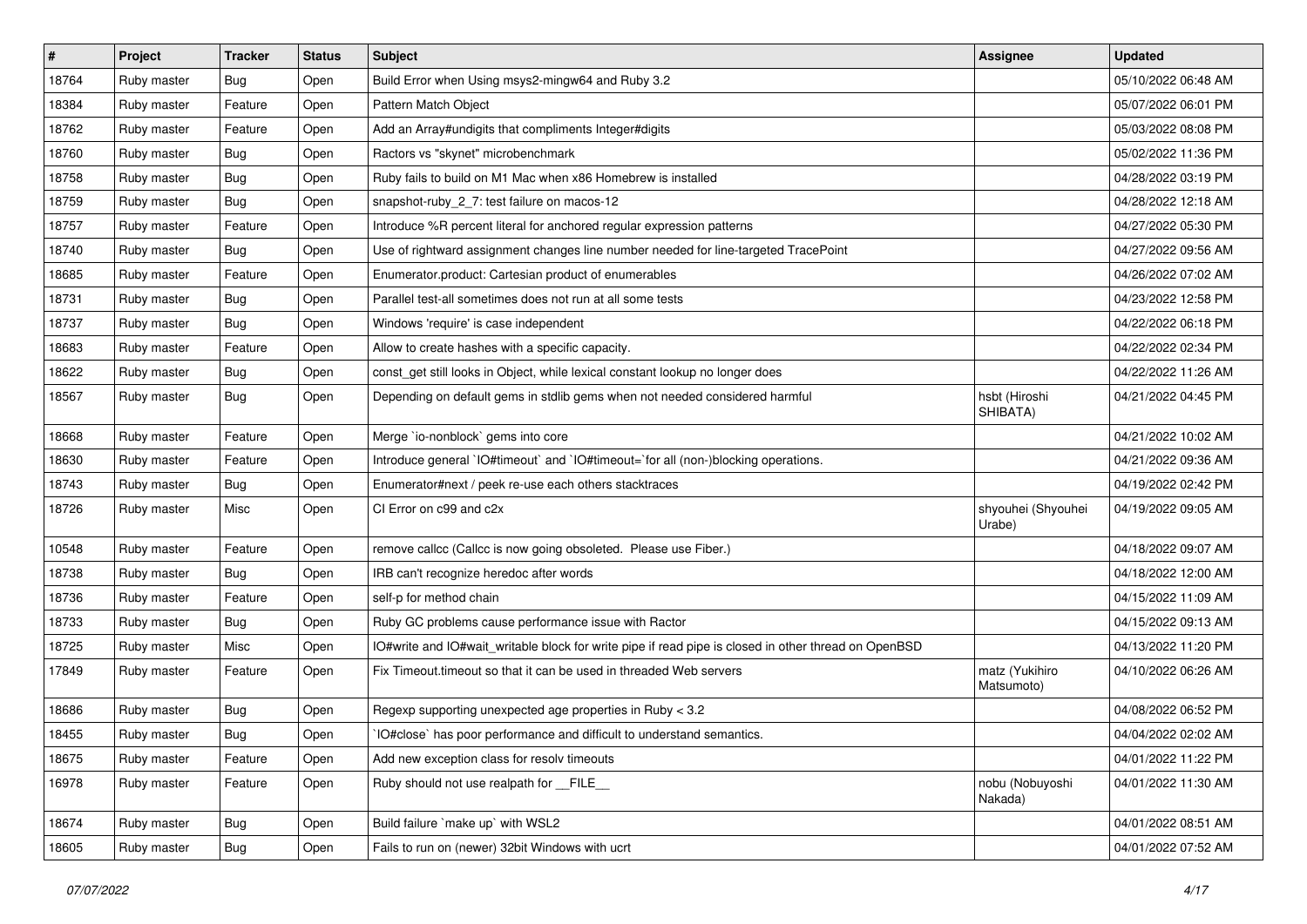| # | Project | Tracker | Status | Subject | Assignee | Updated |
|---|---|---|---|---|---|---|
| 18764 | Ruby master | Bug | Open | Build Error when Using msys2-mingw64 and Ruby 3.2 | | 05/10/2022 06:48 AM |
| 18384 | Ruby master | Feature | Open | Pattern Match Object | | 05/07/2022 06:01 PM |
| 18762 | Ruby master | Feature | Open | Add an Array#undigits that compliments Integer#digits | | 05/03/2022 08:08 PM |
| 18760 | Ruby master | Bug | Open | Ractors vs "skynet" microbenchmark | | 05/02/2022 11:36 PM |
| 18758 | Ruby master | Bug | Open | Ruby fails to build on M1 Mac when x86 Homebrew is installed | | 04/28/2022 03:19 PM |
| 18759 | Ruby master | Bug | Open | snapshot-ruby_2_7: test failure on macos-12 | | 04/28/2022 12:18 AM |
| 18757 | Ruby master | Feature | Open | Introduce %R percent literal for anchored regular expression patterns | | 04/27/2022 05:30 PM |
| 18740 | Ruby master | Bug | Open | Use of rightward assignment changes line number needed for line-targeted TracePoint | | 04/27/2022 09:56 AM |
| 18685 | Ruby master | Feature | Open | Enumerator.product: Cartesian product of enumerables | | 04/26/2022 07:02 AM |
| 18731 | Ruby master | Bug | Open | Parallel test-all sometimes does not run at all some tests | | 04/23/2022 12:58 PM |
| 18737 | Ruby master | Bug | Open | Windows 'require' is case independent | | 04/22/2022 06:18 PM |
| 18683 | Ruby master | Feature | Open | Allow to create hashes with a specific capacity. | | 04/22/2022 02:34 PM |
| 18622 | Ruby master | Bug | Open | const_get still looks in Object, while lexical constant lookup no longer does | | 04/22/2022 11:26 AM |
| 18567 | Ruby master | Bug | Open | Depending on default gems in stdlib gems when not needed considered harmful | hsbt (Hiroshi SHIBATA) | 04/21/2022 04:45 PM |
| 18668 | Ruby master | Feature | Open | Merge `io-nonblock` gems into core | | 04/21/2022 10:02 AM |
| 18630 | Ruby master | Feature | Open | Introduce general `IO#timeout` and `IO#timeout=`for all (non-)blocking operations. | | 04/21/2022 09:36 AM |
| 18743 | Ruby master | Bug | Open | Enumerator#next / peek re-use each others stacktraces | | 04/19/2022 02:42 PM |
| 18726 | Ruby master | Misc | Open | CI Error on c99 and c2x | shyouhei (Shyouhei Urabe) | 04/19/2022 09:05 AM |
| 10548 | Ruby master | Feature | Open | remove callcc (Callcc is now going obsoleted. Please use Fiber.) | | 04/18/2022 09:07 AM |
| 18738 | Ruby master | Bug | Open | IRB can't recognize heredoc after words | | 04/18/2022 12:00 AM |
| 18736 | Ruby master | Feature | Open | self-p for method chain | | 04/15/2022 11:09 AM |
| 18733 | Ruby master | Bug | Open | Ruby GC problems cause performance issue with Ractor | | 04/15/2022 09:13 AM |
| 18725 | Ruby master | Misc | Open | IO#write and IO#wait_writable block for write pipe if read pipe is closed in other thread on OpenBSD | | 04/13/2022 11:20 PM |
| 17849 | Ruby master | Feature | Open | Fix Timeout.timeout so that it can be used in threaded Web servers | matz (Yukihiro Matsumoto) | 04/10/2022 06:26 AM |
| 18686 | Ruby master | Bug | Open | Regexp supporting unexpected age properties in Ruby < 3.2 | | 04/08/2022 06:52 PM |
| 18455 | Ruby master | Bug | Open | `IO#close` has poor performance and difficult to understand semantics. | | 04/04/2022 02:02 AM |
| 18675 | Ruby master | Feature | Open | Add new exception class for resolv timeouts | | 04/01/2022 11:22 PM |
| 16978 | Ruby master | Feature | Open | Ruby should not use realpath for __FILE__ | nobu (Nobuyoshi Nakada) | 04/01/2022 11:30 AM |
| 18674 | Ruby master | Bug | Open | Build failure `make up` with WSL2 | | 04/01/2022 08:51 AM |
| 18605 | Ruby master | Bug | Open | Fails to run on (newer) 32bit Windows with ucrt | | 04/01/2022 07:52 AM |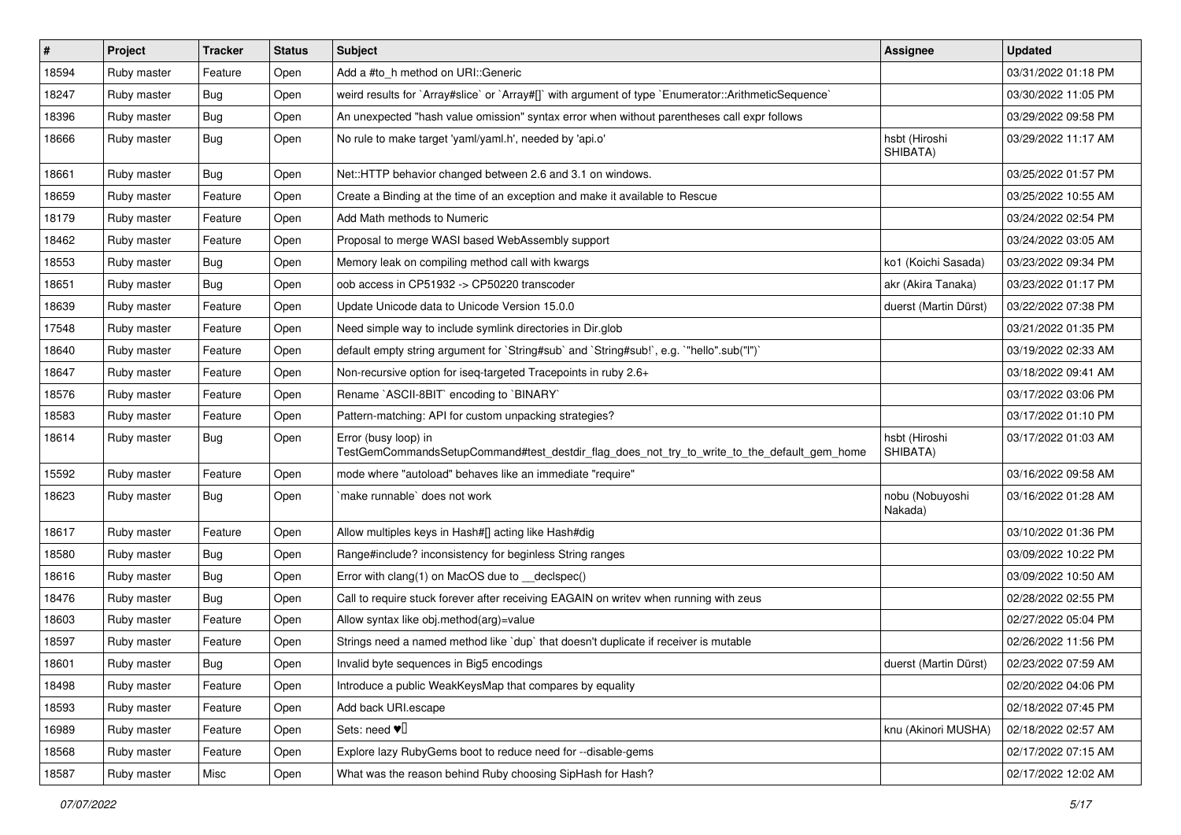| # | Project | Tracker | Status | Subject | Assignee | Updated |
|---|---|---|---|---|---|---|
| 18594 | Ruby master | Feature | Open | Add a #to_h method on URI::Generic | | 03/31/2022 01:18 PM |
| 18247 | Ruby master | Bug | Open | weird results for `Array#slice` or `Array#[]` with argument of type `Enumerator::ArithmeticSequence` | | 03/30/2022 11:05 PM |
| 18396 | Ruby master | Bug | Open | An unexpected "hash value omission" syntax error when without parentheses call expr follows | | 03/29/2022 09:58 PM |
| 18666 | Ruby master | Bug | Open | No rule to make target 'yaml/yaml.h', needed by 'api.o' | hsbt (Hiroshi SHIBATA) | 03/29/2022 11:17 AM |
| 18661 | Ruby master | Bug | Open | Net::HTTP behavior changed between 2.6 and 3.1 on windows. | | 03/25/2022 01:57 PM |
| 18659 | Ruby master | Feature | Open | Create a Binding at the time of an exception and make it available to Rescue | | 03/25/2022 10:55 AM |
| 18179 | Ruby master | Feature | Open | Add Math methods to Numeric | | 03/24/2022 02:54 PM |
| 18462 | Ruby master | Feature | Open | Proposal to merge WASI based WebAssembly support | | 03/24/2022 03:05 AM |
| 18553 | Ruby master | Bug | Open | Memory leak on compiling method call with kwargs | ko1 (Koichi Sasada) | 03/23/2022 09:34 PM |
| 18651 | Ruby master | Bug | Open | oob access in CP51932 -> CP50220 transcoder | akr (Akira Tanaka) | 03/23/2022 01:17 PM |
| 18639 | Ruby master | Feature | Open | Update Unicode data to Unicode Version 15.0.0 | duerst (Martin Dürst) | 03/22/2022 07:38 PM |
| 17548 | Ruby master | Feature | Open | Need simple way to include symlink directories in Dir.glob | | 03/21/2022 01:35 PM |
| 18640 | Ruby master | Feature | Open | default empty string argument for `String#sub` and `String#sub!`, e.g. `"hello".sub("l")` | | 03/19/2022 02:33 AM |
| 18647 | Ruby master | Feature | Open | Non-recursive option for iseq-targeted Tracepoints in ruby 2.6+ | | 03/18/2022 09:41 AM |
| 18576 | Ruby master | Feature | Open | Rename `ASCII-8BIT` encoding to `BINARY` | | 03/17/2022 03:06 PM |
| 18583 | Ruby master | Feature | Open | Pattern-matching: API for custom unpacking strategies? | | 03/17/2022 01:10 PM |
| 18614 | Ruby master | Bug | Open | Error (busy loop) in TestGemCommandsSetupCommand#test_destdir_flag_does_not_try_to_write_to_the_default_gem_home | hsbt (Hiroshi SHIBATA) | 03/17/2022 01:03 AM |
| 15592 | Ruby master | Feature | Open | mode where "autoload" behaves like an immediate "require" | | 03/16/2022 09:58 AM |
| 18623 | Ruby master | Bug | Open | `make runnable` does not work | nobu (Nobuyoshi Nakada) | 03/16/2022 01:28 AM |
| 18617 | Ruby master | Feature | Open | Allow multiples keys in Hash#[] acting like Hash#dig | | 03/10/2022 01:36 PM |
| 18580 | Ruby master | Bug | Open | Range#include? inconsistency for beginless String ranges | | 03/09/2022 10:22 PM |
| 18616 | Ruby master | Bug | Open | Error with clang(1) on MacOS due to __declspec() | | 03/09/2022 10:50 AM |
| 18476 | Ruby master | Bug | Open | Call to require stuck forever after receiving EAGAIN on writev when running with zeus | | 02/28/2022 02:55 PM |
| 18603 | Ruby master | Feature | Open | Allow syntax like obj.method(arg)=value | | 02/27/2022 05:04 PM |
| 18597 | Ruby master | Feature | Open | Strings need a named method like `dup` that doesn't duplicate if receiver is mutable | | 02/26/2022 11:56 PM |
| 18601 | Ruby master | Bug | Open | Invalid byte sequences in Big5 encodings | duerst (Martin Dürst) | 02/23/2022 07:59 AM |
| 18498 | Ruby master | Feature | Open | Introduce a public WeakKeysMap that compares by equality | | 02/20/2022 04:06 PM |
| 18593 | Ruby master | Feature | Open | Add back URI.escape | | 02/18/2022 07:45 PM |
| 16989 | Ruby master | Feature | Open | Sets: need ♥️ | knu (Akinori MUSHA) | 02/18/2022 02:57 AM |
| 18568 | Ruby master | Feature | Open | Explore lazy RubyGems boot to reduce need for --disable-gems | | 02/17/2022 07:15 AM |
| 18587 | Ruby master | Misc | Open | What was the reason behind Ruby choosing SipHash for Hash? | | 02/17/2022 12:02 AM |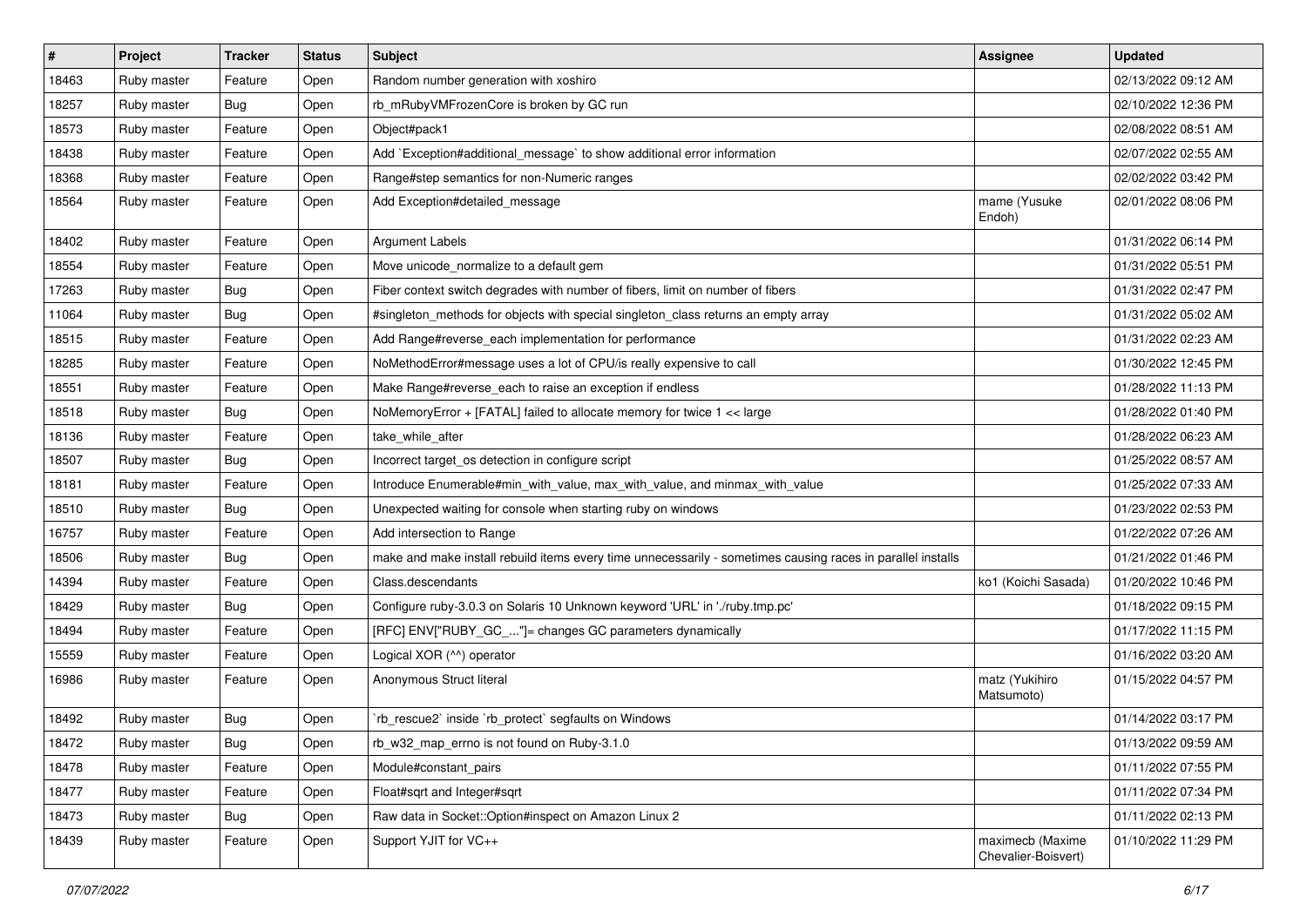| # | Project | Tracker | Status | Subject | Assignee | Updated |
|---|---|---|---|---|---|---|
| 18463 | Ruby master | Feature | Open | Random number generation with xoshiro | | 02/13/2022 09:12 AM |
| 18257 | Ruby master | Bug | Open | rb_mRubyVMFrozenCore is broken by GC run | | 02/10/2022 12:36 PM |
| 18573 | Ruby master | Feature | Open | Object#pack1 | | 02/08/2022 08:51 AM |
| 18438 | Ruby master | Feature | Open | Add `Exception#additional_message` to show additional error information | | 02/07/2022 02:55 AM |
| 18368 | Ruby master | Feature | Open | Range#step semantics for non-Numeric ranges | | 02/02/2022 03:42 PM |
| 18564 | Ruby master | Feature | Open | Add Exception#detailed_message | mame (Yusuke Endoh) | 02/01/2022 08:06 PM |
| 18402 | Ruby master | Feature | Open | Argument Labels | | 01/31/2022 06:14 PM |
| 18554 | Ruby master | Feature | Open | Move unicode_normalize to a default gem | | 01/31/2022 05:51 PM |
| 17263 | Ruby master | Bug | Open | Fiber context switch degrades with number of fibers, limit on number of fibers | | 01/31/2022 02:47 PM |
| 11064 | Ruby master | Bug | Open | #singleton_methods for objects with special singleton_class returns an empty array | | 01/31/2022 05:02 AM |
| 18515 | Ruby master | Feature | Open | Add Range#reverse_each implementation for performance | | 01/31/2022 02:23 AM |
| 18285 | Ruby master | Feature | Open | NoMethodError#message uses a lot of CPU/is really expensive to call | | 01/30/2022 12:45 PM |
| 18551 | Ruby master | Feature | Open | Make Range#reverse_each to raise an exception if endless | | 01/28/2022 11:13 PM |
| 18518 | Ruby master | Bug | Open | NoMemoryError + [FATAL] failed to allocate memory for twice 1 << large | | 01/28/2022 01:40 PM |
| 18136 | Ruby master | Feature | Open | take_while_after | | 01/28/2022 06:23 AM |
| 18507 | Ruby master | Bug | Open | Incorrect target_os detection in configure script | | 01/25/2022 08:57 AM |
| 18181 | Ruby master | Feature | Open | Introduce Enumerable#min_with_value, max_with_value, and minmax_with_value | | 01/25/2022 07:33 AM |
| 18510 | Ruby master | Bug | Open | Unexpected waiting for console when starting ruby on windows | | 01/23/2022 02:53 PM |
| 16757 | Ruby master | Feature | Open | Add intersection to Range | | 01/22/2022 07:26 AM |
| 18506 | Ruby master | Bug | Open | make and make install rebuild items every time unnecessarily - sometimes causing races in parallel installs | | 01/21/2022 01:46 PM |
| 14394 | Ruby master | Feature | Open | Class.descendants | ko1 (Koichi Sasada) | 01/20/2022 10:46 PM |
| 18429 | Ruby master | Bug | Open | Configure ruby-3.0.3 on Solaris 10 Unknown keyword 'URL' in './ruby.tmp.pc' | | 01/18/2022 09:15 PM |
| 18494 | Ruby master | Feature | Open | [RFC] ENV["RUBY_GC_..."]= changes GC parameters dynamically | | 01/17/2022 11:15 PM |
| 15559 | Ruby master | Feature | Open | Logical XOR (^^) operator | | 01/16/2022 03:20 AM |
| 16986 | Ruby master | Feature | Open | Anonymous Struct literal | matz (Yukihiro Matsumoto) | 01/15/2022 04:57 PM |
| 18492 | Ruby master | Bug | Open | `rb_rescue2` inside `rb_protect` segfaults on Windows | | 01/14/2022 03:17 PM |
| 18472 | Ruby master | Bug | Open | rb_w32_map_errno is not found on Ruby-3.1.0 | | 01/13/2022 09:59 AM |
| 18478 | Ruby master | Feature | Open | Module#constant_pairs | | 01/11/2022 07:55 PM |
| 18477 | Ruby master | Feature | Open | Float#sqrt and Integer#sqrt | | 01/11/2022 07:34 PM |
| 18473 | Ruby master | Bug | Open | Raw data in Socket::Option#inspect on Amazon Linux 2 | | 01/11/2022 02:13 PM |
| 18439 | Ruby master | Feature | Open | Support YJIT for VC++ | maximecb (Maxime Chevalier-Boisvert) | 01/10/2022 11:29 PM |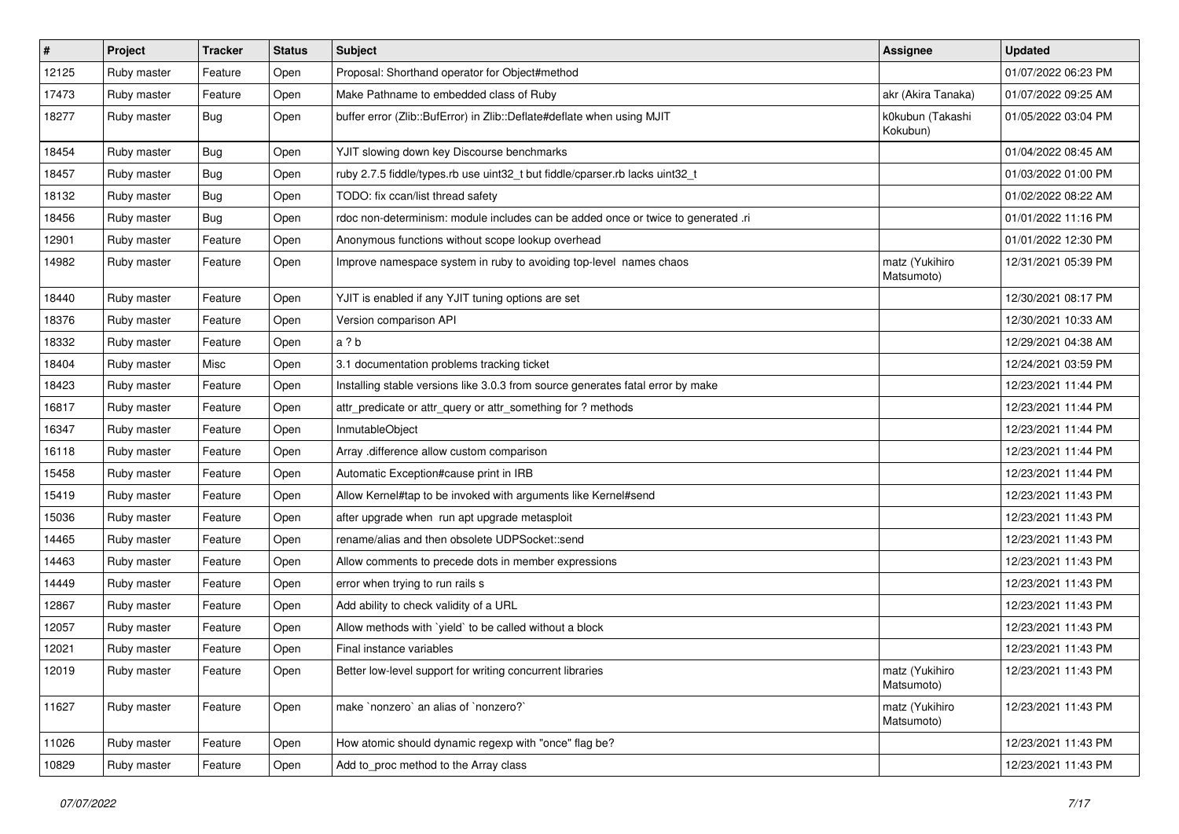| # | Project | Tracker | Status | Subject | Assignee | Updated |
|---|---|---|---|---|---|---|
| 12125 | Ruby master | Feature | Open | Proposal: Shorthand operator for Object#method | | 01/07/2022 06:23 PM |
| 17473 | Ruby master | Feature | Open | Make Pathname to embedded class of Ruby | akr (Akira Tanaka) | 01/07/2022 09:25 AM |
| 18277 | Ruby master | Bug | Open | buffer error (Zlib::BufError) in Zlib::Deflate#deflate when using MJIT | k0kubun (Takashi Kokubun) | 01/05/2022 03:04 PM |
| 18454 | Ruby master | Bug | Open | YJIT slowing down key Discourse benchmarks | | 01/04/2022 08:45 AM |
| 18457 | Ruby master | Bug | Open | ruby 2.7.5 fiddle/types.rb use uint32_t but fiddle/cparser.rb lacks uint32_t | | 01/03/2022 01:00 PM |
| 18132 | Ruby master | Bug | Open | TODO: fix ccan/list thread safety | | 01/02/2022 08:22 AM |
| 18456 | Ruby master | Bug | Open | rdoc non-determinism: module includes can be added once or twice to generated .ri | | 01/01/2022 11:16 PM |
| 12901 | Ruby master | Feature | Open | Anonymous functions without scope lookup overhead | | 01/01/2022 12:30 PM |
| 14982 | Ruby master | Feature | Open | Improve namespace system in ruby to avoiding top-level names chaos | matz (Yukihiro Matsumoto) | 12/31/2021 05:39 PM |
| 18440 | Ruby master | Feature | Open | YJIT is enabled if any YJIT tuning options are set | | 12/30/2021 08:17 PM |
| 18376 | Ruby master | Feature | Open | Version comparison API | | 12/30/2021 10:33 AM |
| 18332 | Ruby master | Feature | Open | a ? b | | 12/29/2021 04:38 AM |
| 18404 | Ruby master | Misc | Open | 3.1 documentation problems tracking ticket | | 12/24/2021 03:59 PM |
| 18423 | Ruby master | Feature | Open | Installing stable versions like 3.0.3 from source generates fatal error by make | | 12/23/2021 11:44 PM |
| 16817 | Ruby master | Feature | Open | attr_predicate or attr_query or attr_something for ? methods | | 12/23/2021 11:44 PM |
| 16347 | Ruby master | Feature | Open | InmutableObject | | 12/23/2021 11:44 PM |
| 16118 | Ruby master | Feature | Open | Array .difference allow custom comparison | | 12/23/2021 11:44 PM |
| 15458 | Ruby master | Feature | Open | Automatic Exception#cause print in IRB | | 12/23/2021 11:44 PM |
| 15419 | Ruby master | Feature | Open | Allow Kernel#tap to be invoked with arguments like Kernel#send | | 12/23/2021 11:43 PM |
| 15036 | Ruby master | Feature | Open | after upgrade when run apt upgrade metasploit | | 12/23/2021 11:43 PM |
| 14465 | Ruby master | Feature | Open | rename/alias and then obsolete UDPSocket::send | | 12/23/2021 11:43 PM |
| 14463 | Ruby master | Feature | Open | Allow comments to precede dots in member expressions | | 12/23/2021 11:43 PM |
| 14449 | Ruby master | Feature | Open | error when trying to run rails s | | 12/23/2021 11:43 PM |
| 12867 | Ruby master | Feature | Open | Add ability to check validity of a URL | | 12/23/2021 11:43 PM |
| 12057 | Ruby master | Feature | Open | Allow methods with `yield` to be called without a block | | 12/23/2021 11:43 PM |
| 12021 | Ruby master | Feature | Open | Final instance variables | | 12/23/2021 11:43 PM |
| 12019 | Ruby master | Feature | Open | Better low-level support for writing concurrent libraries | matz (Yukihiro Matsumoto) | 12/23/2021 11:43 PM |
| 11627 | Ruby master | Feature | Open | make `nonzero` an alias of `nonzero?` | matz (Yukihiro Matsumoto) | 12/23/2021 11:43 PM |
| 11026 | Ruby master | Feature | Open | How atomic should dynamic regexp with "once" flag be? | | 12/23/2021 11:43 PM |
| 10829 | Ruby master | Feature | Open | Add to_proc method to the Array class | | 12/23/2021 11:43 PM |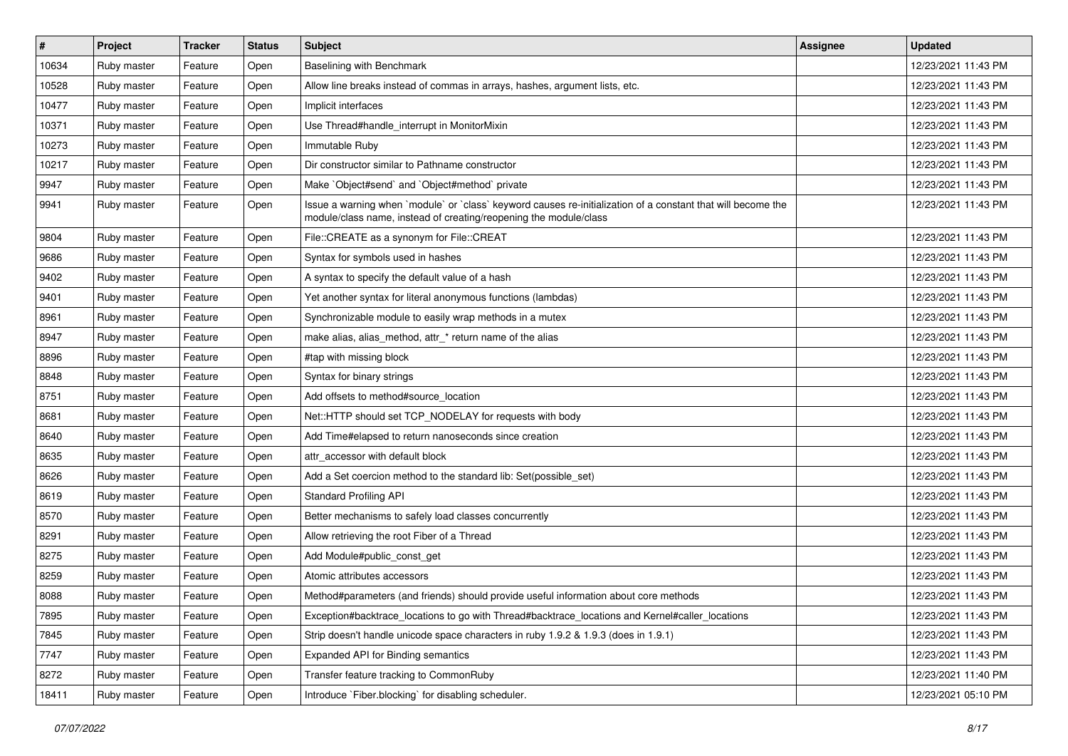| # | Project | Tracker | Status | Subject | Assignee | Updated |
|---|---|---|---|---|---|---|
| 10634 | Ruby master | Feature | Open | Baselining with Benchmark | | 12/23/2021 11:43 PM |
| 10528 | Ruby master | Feature | Open | Allow line breaks instead of commas in arrays, hashes, argument lists, etc. | | 12/23/2021 11:43 PM |
| 10477 | Ruby master | Feature | Open | Implicit interfaces | | 12/23/2021 11:43 PM |
| 10371 | Ruby master | Feature | Open | Use Thread#handle_interrupt in MonitorMixin | | 12/23/2021 11:43 PM |
| 10273 | Ruby master | Feature | Open | Immutable Ruby | | 12/23/2021 11:43 PM |
| 10217 | Ruby master | Feature | Open | Dir constructor similar to Pathname constructor | | 12/23/2021 11:43 PM |
| 9947 | Ruby master | Feature | Open | Make `Object#send` and `Object#method` private | | 12/23/2021 11:43 PM |
| 9941 | Ruby master | Feature | Open | Issue a warning when `module` or `class` keyword causes re-initialization of a constant that will become the module/class name, instead of creating/reopening the module/class | | 12/23/2021 11:43 PM |
| 9804 | Ruby master | Feature | Open | File::CREATE as a synonym for File::CREAT | | 12/23/2021 11:43 PM |
| 9686 | Ruby master | Feature | Open | Syntax for symbols used in hashes | | 12/23/2021 11:43 PM |
| 9402 | Ruby master | Feature | Open | A syntax to specify the default value of a hash | | 12/23/2021 11:43 PM |
| 9401 | Ruby master | Feature | Open | Yet another syntax for literal anonymous functions (lambdas) | | 12/23/2021 11:43 PM |
| 8961 | Ruby master | Feature | Open | Synchronizable module to easily wrap methods in a mutex | | 12/23/2021 11:43 PM |
| 8947 | Ruby master | Feature | Open | make alias, alias_method, attr_* return name of the alias | | 12/23/2021 11:43 PM |
| 8896 | Ruby master | Feature | Open | #tap with missing block | | 12/23/2021 11:43 PM |
| 8848 | Ruby master | Feature | Open | Syntax for binary strings | | 12/23/2021 11:43 PM |
| 8751 | Ruby master | Feature | Open | Add offsets to method#source_location | | 12/23/2021 11:43 PM |
| 8681 | Ruby master | Feature | Open | Net::HTTP should set TCP_NODELAY for requests with body | | 12/23/2021 11:43 PM |
| 8640 | Ruby master | Feature | Open | Add Time#elapsed to return nanoseconds since creation | | 12/23/2021 11:43 PM |
| 8635 | Ruby master | Feature | Open | attr_accessor with default block | | 12/23/2021 11:43 PM |
| 8626 | Ruby master | Feature | Open | Add a Set coercion method to the standard lib: Set(possible_set) | | 12/23/2021 11:43 PM |
| 8619 | Ruby master | Feature | Open | Standard Profiling API | | 12/23/2021 11:43 PM |
| 8570 | Ruby master | Feature | Open | Better mechanisms to safely load classes concurrently | | 12/23/2021 11:43 PM |
| 8291 | Ruby master | Feature | Open | Allow retrieving the root Fiber of a Thread | | 12/23/2021 11:43 PM |
| 8275 | Ruby master | Feature | Open | Add Module#public_const_get | | 12/23/2021 11:43 PM |
| 8259 | Ruby master | Feature | Open | Atomic attributes accessors | | 12/23/2021 11:43 PM |
| 8088 | Ruby master | Feature | Open | Method#parameters (and friends) should provide useful information about core methods | | 12/23/2021 11:43 PM |
| 7895 | Ruby master | Feature | Open | Exception#backtrace_locations to go with Thread#backtrace_locations and Kernel#caller_locations | | 12/23/2021 11:43 PM |
| 7845 | Ruby master | Feature | Open | Strip doesn't handle unicode space characters in ruby 1.9.2 & 1.9.3 (does in 1.9.1) | | 12/23/2021 11:43 PM |
| 7747 | Ruby master | Feature | Open | Expanded API for Binding semantics | | 12/23/2021 11:43 PM |
| 8272 | Ruby master | Feature | Open | Transfer feature tracking to CommonRuby | | 12/23/2021 11:40 PM |
| 18411 | Ruby master | Feature | Open | Introduce `Fiber.blocking` for disabling scheduler. | | 12/23/2021 05:10 PM |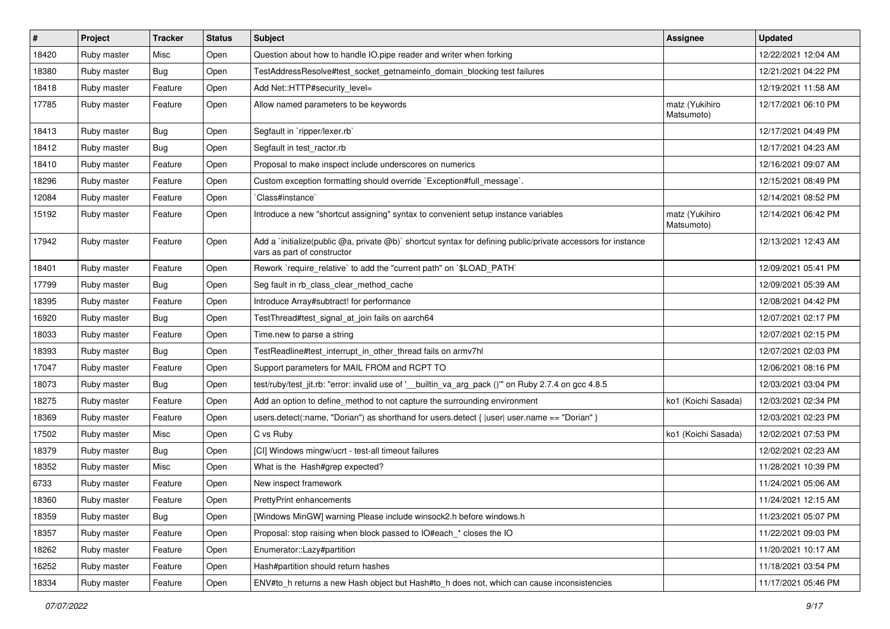| # | Project | Tracker | Status | Subject | Assignee | Updated |
| --- | --- | --- | --- | --- | --- | --- |
| 18420 | Ruby master | Misc | Open | Question about how to handle IO.pipe reader and writer when forking | | 12/22/2021 12:04 AM |
| 18380 | Ruby master | Bug | Open | TestAddressResolve#test_socket_getnameinfo_domain_blocking test failures | | 12/21/2021 04:22 PM |
| 18418 | Ruby master | Feature | Open | Add Net::HTTP#security_level= | | 12/19/2021 11:58 AM |
| 17785 | Ruby master | Feature | Open | Allow named parameters to be keywords | matz (Yukihiro Matsumoto) | 12/17/2021 06:10 PM |
| 18413 | Ruby master | Bug | Open | Segfault in `ripper/lexer.rb` | | 12/17/2021 04:49 PM |
| 18412 | Ruby master | Bug | Open | Segfault in test_ractor.rb | | 12/17/2021 04:23 AM |
| 18410 | Ruby master | Feature | Open | Proposal to make inspect include underscores on numerics | | 12/16/2021 09:07 AM |
| 18296 | Ruby master | Feature | Open | Custom exception formatting should override `Exception#full_message`. | | 12/15/2021 08:49 PM |
| 12084 | Ruby master | Feature | Open | `Class#instance` | | 12/14/2021 08:52 PM |
| 15192 | Ruby master | Feature | Open | Introduce a new "shortcut assigning" syntax to convenient setup instance variables | matz (Yukihiro Matsumoto) | 12/14/2021 06:42 PM |
| 17942 | Ruby master | Feature | Open | Add a `initialize(public @a, private @b)` shortcut syntax for defining public/private accessors for instance vars as part of constructor | | 12/13/2021 12:43 AM |
| 18401 | Ruby master | Feature | Open | Rework `require_relative` to add the "current path" on `$LOAD_PATH` | | 12/09/2021 05:41 PM |
| 17799 | Ruby master | Bug | Open | Seg fault in rb_class_clear_method_cache | | 12/09/2021 05:39 AM |
| 18395 | Ruby master | Feature | Open | Introduce Array#subtract! for performance | | 12/08/2021 04:42 PM |
| 16920 | Ruby master | Bug | Open | TestThread#test_signal_at_join fails on aarch64 | | 12/07/2021 02:17 PM |
| 18033 | Ruby master | Feature | Open | Time.new to parse a string | | 12/07/2021 02:15 PM |
| 18393 | Ruby master | Bug | Open | TestReadline#test_interrupt_in_other_thread fails on armv7hl | | 12/07/2021 02:03 PM |
| 17047 | Ruby master | Feature | Open | Support parameters for MAIL FROM and RCPT TO | | 12/06/2021 08:16 PM |
| 18073 | Ruby master | Bug | Open | test/ruby/test_jit.rb: "error: invalid use of '__builtin_va_arg_pack ()'" on Ruby 2.7.4 on gcc 4.8.5 | | 12/03/2021 03:04 PM |
| 18275 | Ruby master | Feature | Open | Add an option to define_method to not capture the surrounding environment | ko1 (Koichi Sasada) | 12/03/2021 02:34 PM |
| 18369 | Ruby master | Feature | Open | users.detect(:name, "Dorian") as shorthand for users.detect { \|user\| user.name == "Dorian" } | | 12/03/2021 02:23 PM |
| 17502 | Ruby master | Misc | Open | C vs Ruby | ko1 (Koichi Sasada) | 12/02/2021 07:53 PM |
| 18379 | Ruby master | Bug | Open | [CI] Windows mingw/ucrt - test-all timeout failures | | 12/02/2021 02:23 AM |
| 18352 | Ruby master | Misc | Open | What is the Hash#grep expected? | | 11/28/2021 10:39 PM |
| 6733 | Ruby master | Feature | Open | New inspect framework | | 11/24/2021 05:06 AM |
| 18360 | Ruby master | Feature | Open | PrettyPrint enhancements | | 11/24/2021 12:15 AM |
| 18359 | Ruby master | Bug | Open | [Windows MinGW] warning Please include winsock2.h before windows.h | | 11/23/2021 05:07 PM |
| 18357 | Ruby master | Feature | Open | Proposal: stop raising when block passed to IO#each_* closes the IO | | 11/22/2021 09:03 PM |
| 18262 | Ruby master | Feature | Open | Enumerator::Lazy#partition | | 11/20/2021 10:17 AM |
| 16252 | Ruby master | Feature | Open | Hash#partition should return hashes | | 11/18/2021 03:54 PM |
| 18334 | Ruby master | Feature | Open | ENV#to_h returns a new Hash object but Hash#to_h does not, which can cause inconsistencies | | 11/17/2021 05:46 PM |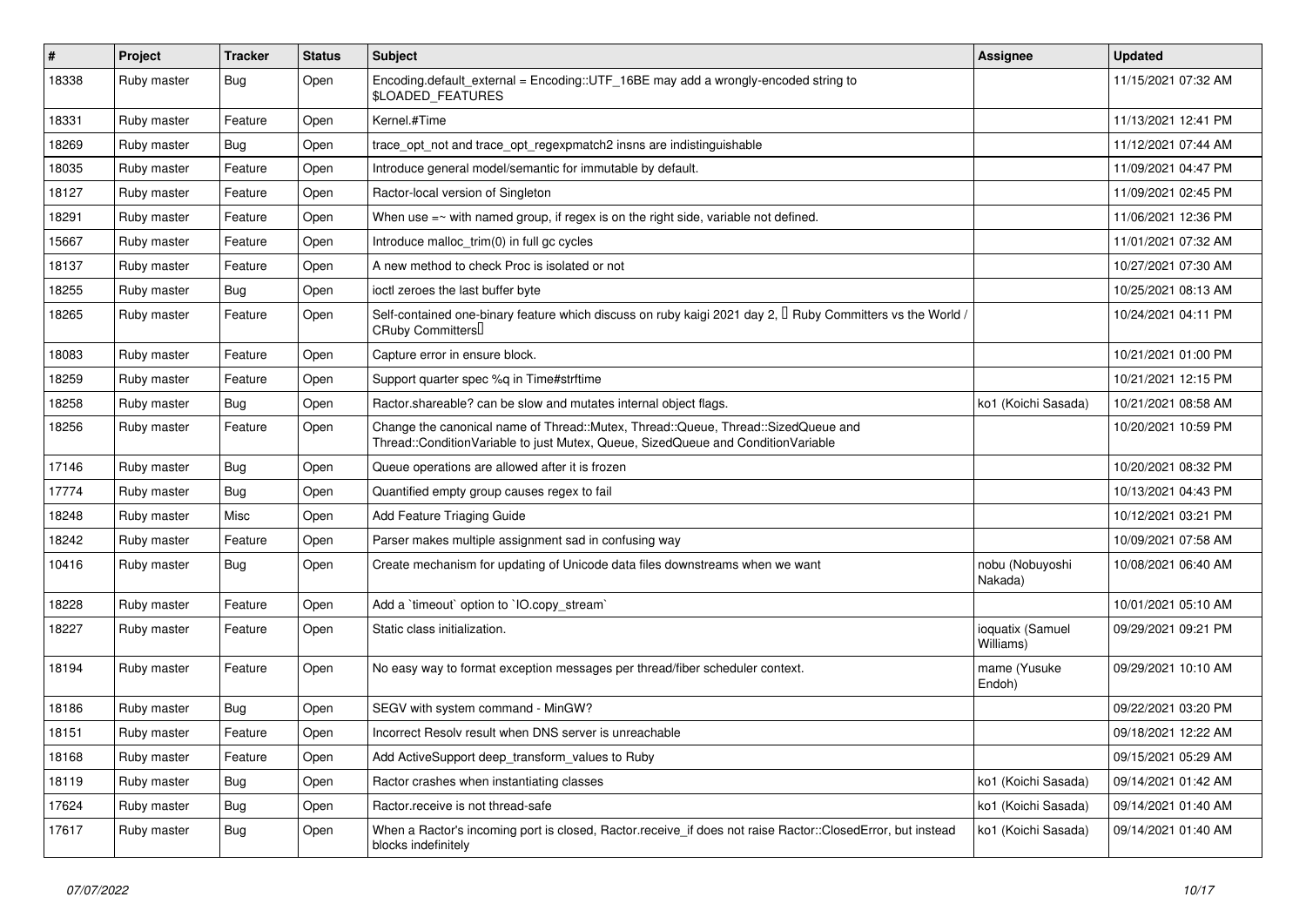| # | Project | Tracker | Status | Subject | Assignee | Updated |
| --- | --- | --- | --- | --- | --- | --- |
| 18338 | Ruby master | Bug | Open | Encoding.default_external = Encoding::UTF_16BE may add a wrongly-encoded string to $LOADED_FEATURES | | 11/15/2021 07:32 AM |
| 18331 | Ruby master | Feature | Open | Kernel.#Time | | 11/13/2021 12:41 PM |
| 18269 | Ruby master | Bug | Open | trace_opt_not and trace_opt_regexpmatch2 insns are indistinguishable | | 11/12/2021 07:44 AM |
| 18035 | Ruby master | Feature | Open | Introduce general model/semantic for immutable by default. | | 11/09/2021 04:47 PM |
| 18127 | Ruby master | Feature | Open | Ractor-local version of Singleton | | 11/09/2021 02:45 PM |
| 18291 | Ruby master | Feature | Open | When use =~ with named group, if regex is on the right side, variable not defined. | | 11/06/2021 12:36 PM |
| 15667 | Ruby master | Feature | Open | Introduce malloc_trim(0) in full gc cycles | | 11/01/2021 07:32 AM |
| 18137 | Ruby master | Feature | Open | A new method to check Proc is isolated or not | | 10/27/2021 07:30 AM |
| 18255 | Ruby master | Bug | Open | ioctl zeroes the last buffer byte | | 10/25/2021 08:13 AM |
| 18265 | Ruby master | Feature | Open | Self-contained one-binary feature which discuss on ruby kaigi 2021 day 2, 「Ruby Committers vs the World / CRuby Committers」 | | 10/24/2021 04:11 PM |
| 18083 | Ruby master | Feature | Open | Capture error in ensure block. | | 10/21/2021 01:00 PM |
| 18259 | Ruby master | Feature | Open | Support quarter spec %q in Time#strftime | | 10/21/2021 12:15 PM |
| 18258 | Ruby master | Bug | Open | Ractor.shareable? can be slow and mutates internal object flags. | ko1 (Koichi Sasada) | 10/21/2021 08:58 AM |
| 18256 | Ruby master | Feature | Open | Change the canonical name of Thread::Mutex, Thread::Queue, Thread::SizedQueue and Thread::ConditionVariable to just Mutex, Queue, SizedQueue and ConditionVariable | | 10/20/2021 10:59 PM |
| 17146 | Ruby master | Bug | Open | Queue operations are allowed after it is frozen | | 10/20/2021 08:32 PM |
| 17774 | Ruby master | Bug | Open | Quantified empty group causes regex to fail | | 10/13/2021 04:43 PM |
| 18248 | Ruby master | Misc | Open | Add Feature Triaging Guide | | 10/12/2021 03:21 PM |
| 18242 | Ruby master | Feature | Open | Parser makes multiple assignment sad in confusing way | | 10/09/2021 07:58 AM |
| 10416 | Ruby master | Bug | Open | Create mechanism for updating of Unicode data files downstreams when we want | nobu (Nobuyoshi Nakada) | 10/08/2021 06:40 AM |
| 18228 | Ruby master | Feature | Open | Add a `timeout` option to `IO.copy_stream` | | 10/01/2021 05:10 AM |
| 18227 | Ruby master | Feature | Open | Static class initialization. | ioquatix (Samuel Williams) | 09/29/2021 09:21 PM |
| 18194 | Ruby master | Feature | Open | No easy way to format exception messages per thread/fiber scheduler context. | mame (Yusuke Endoh) | 09/29/2021 10:10 AM |
| 18186 | Ruby master | Bug | Open | SEGV with system command - MinGW? | | 09/22/2021 03:20 PM |
| 18151 | Ruby master | Feature | Open | Incorrect Resolv result when DNS server is unreachable | | 09/18/2021 12:22 AM |
| 18168 | Ruby master | Feature | Open | Add ActiveSupport deep_transform_values to Ruby | | 09/15/2021 05:29 AM |
| 18119 | Ruby master | Bug | Open | Ractor crashes when instantiating classes | ko1 (Koichi Sasada) | 09/14/2021 01:42 AM |
| 17624 | Ruby master | Bug | Open | Ractor.receive is not thread-safe | ko1 (Koichi Sasada) | 09/14/2021 01:40 AM |
| 17617 | Ruby master | Bug | Open | When a Ractor's incoming port is closed, Ractor.receive_if does not raise Ractor::ClosedError, but instead blocks indefinitely | ko1 (Koichi Sasada) | 09/14/2021 01:40 AM |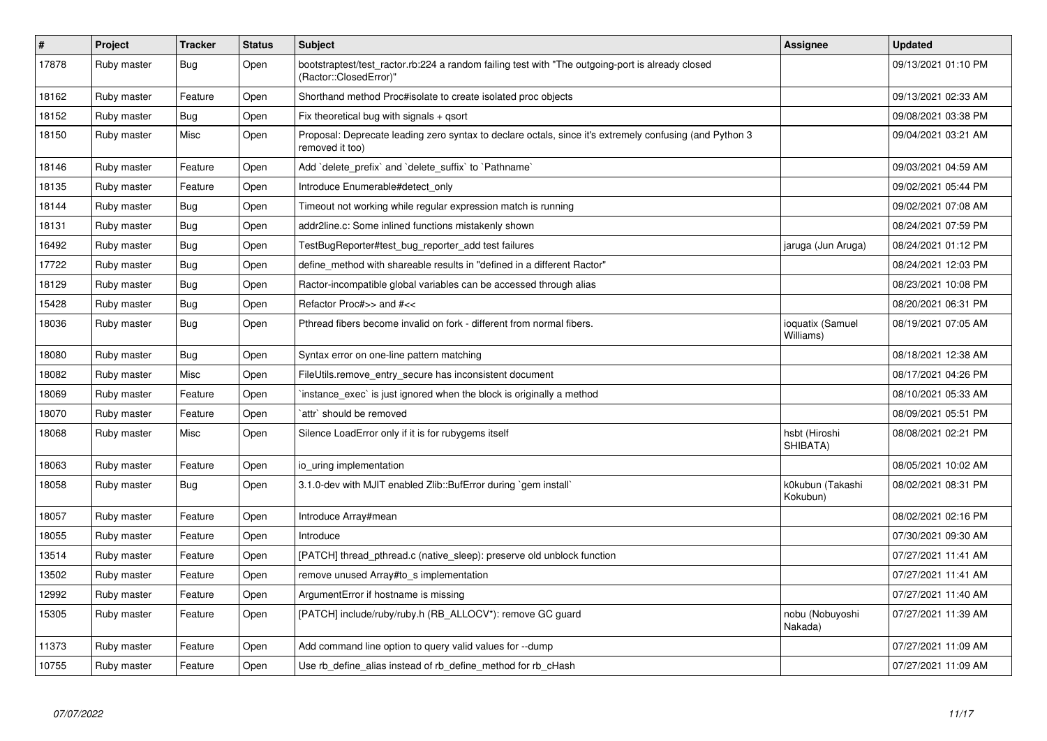| # | Project | Tracker | Status | Subject | Assignee | Updated |
|---|---|---|---|---|---|---|
| 17878 | Ruby master | Bug | Open | bootstraptest/test_ractor.rb:224 a random failing test with "The outgoing-port is already closed (Ractor::ClosedError)" | | 09/13/2021 01:10 PM |
| 18162 | Ruby master | Feature | Open | Shorthand method Proc#isolate to create isolated proc objects | | 09/13/2021 02:33 AM |
| 18152 | Ruby master | Bug | Open | Fix theoretical bug with signals + qsort | | 09/08/2021 03:38 PM |
| 18150 | Ruby master | Misc | Open | Proposal: Deprecate leading zero syntax to declare octals, since it's extremely confusing (and Python 3 removed it too) | | 09/04/2021 03:21 AM |
| 18146 | Ruby master | Feature | Open | Add `delete_prefix` and `delete_suffix` to `Pathname` | | 09/03/2021 04:59 AM |
| 18135 | Ruby master | Feature | Open | Introduce Enumerable#detect_only | | 09/02/2021 05:44 PM |
| 18144 | Ruby master | Bug | Open | Timeout not working while regular expression match is running | | 09/02/2021 07:08 AM |
| 18131 | Ruby master | Bug | Open | addr2line.c: Some inlined functions mistakenly shown | | 08/24/2021 07:59 PM |
| 16492 | Ruby master | Bug | Open | TestBugReporter#test_bug_reporter_add test failures | jaruga (Jun Aruga) | 08/24/2021 01:12 PM |
| 17722 | Ruby master | Bug | Open | define_method with shareable results in "defined in a different Ractor" | | 08/24/2021 12:03 PM |
| 18129 | Ruby master | Bug | Open | Ractor-incompatible global variables can be accessed through alias | | 08/23/2021 10:08 PM |
| 15428 | Ruby master | Bug | Open | Refactor Proc#>> and #<< | | 08/20/2021 06:31 PM |
| 18036 | Ruby master | Bug | Open | Pthread fibers become invalid on fork - different from normal fibers. | ioquatix (Samuel Williams) | 08/19/2021 07:05 AM |
| 18080 | Ruby master | Bug | Open | Syntax error on one-line pattern matching | | 08/18/2021 12:38 AM |
| 18082 | Ruby master | Misc | Open | FileUtils.remove_entry_secure has inconsistent document | | 08/17/2021 04:26 PM |
| 18069 | Ruby master | Feature | Open | `instance_exec` is just ignored when the block is originally a method | | 08/10/2021 05:33 AM |
| 18070 | Ruby master | Feature | Open | `attr` should be removed | | 08/09/2021 05:51 PM |
| 18068 | Ruby master | Misc | Open | Silence LoadError only if it is for rubygems itself | hsbt (Hiroshi SHIBATA) | 08/08/2021 02:21 PM |
| 18063 | Ruby master | Feature | Open | io_uring implementation | | 08/05/2021 10:02 AM |
| 18058 | Ruby master | Bug | Open | 3.1.0-dev with MJIT enabled Zlib::BufError during `gem install` | k0kubun (Takashi Kokubun) | 08/02/2021 08:31 PM |
| 18057 | Ruby master | Feature | Open | Introduce Array#mean | | 08/02/2021 02:16 PM |
| 18055 | Ruby master | Feature | Open | Introduce | | 07/30/2021 09:30 AM |
| 13514 | Ruby master | Feature | Open | [PATCH] thread_pthread.c (native_sleep): preserve old unblock function | | 07/27/2021 11:41 AM |
| 13502 | Ruby master | Feature | Open | remove unused Array#to_s implementation | | 07/27/2021 11:41 AM |
| 12992 | Ruby master | Feature | Open | ArgumentError if hostname is missing | | 07/27/2021 11:40 AM |
| 15305 | Ruby master | Feature | Open | [PATCH] include/ruby/ruby.h (RB_ALLOCV*): remove GC guard | nobu (Nobuyoshi Nakada) | 07/27/2021 11:39 AM |
| 11373 | Ruby master | Feature | Open | Add command line option to query valid values for --dump | | 07/27/2021 11:09 AM |
| 10755 | Ruby master | Feature | Open | Use rb_define_alias instead of rb_define_method for rb_cHash | | 07/27/2021 11:09 AM |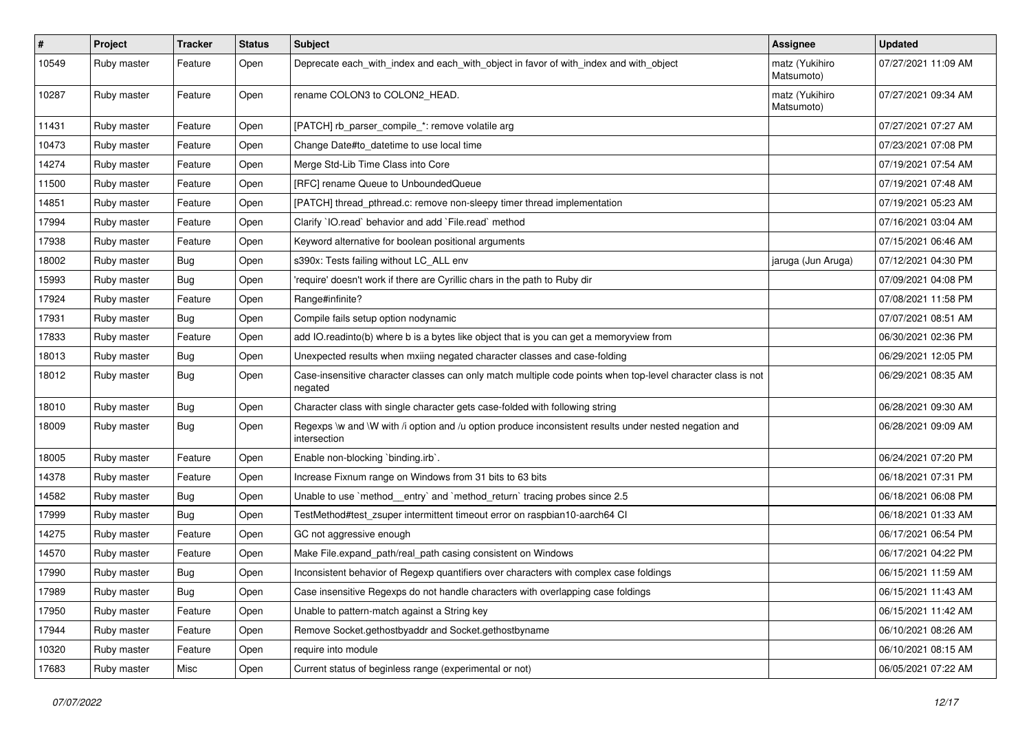| # | Project | Tracker | Status | Subject | Assignee | Updated |
|---|---|---|---|---|---|---|
| 10549 | Ruby master | Feature | Open | Deprecate each_with_index and each_with_object in favor of with_index and with_object | matz (Yukihiro Matsumoto) | 07/27/2021 11:09 AM |
| 10287 | Ruby master | Feature | Open | rename COLON3 to COLON2_HEAD. | matz (Yukihiro Matsumoto) | 07/27/2021 09:34 AM |
| 11431 | Ruby master | Feature | Open | [PATCH] rb_parser_compile_*: remove volatile arg | | 07/27/2021 07:27 AM |
| 10473 | Ruby master | Feature | Open | Change Date#to_datetime to use local time | | 07/23/2021 07:08 PM |
| 14274 | Ruby master | Feature | Open | Merge Std-Lib Time Class into Core | | 07/19/2021 07:54 AM |
| 11500 | Ruby master | Feature | Open | [RFC] rename Queue to UnboundedQueue | | 07/19/2021 07:48 AM |
| 14851 | Ruby master | Feature | Open | [PATCH] thread_pthread.c: remove non-sleepy timer thread implementation | | 07/19/2021 05:23 AM |
| 17994 | Ruby master | Feature | Open | Clarify `IO.read` behavior and add `File.read` method | | 07/16/2021 03:04 AM |
| 17938 | Ruby master | Feature | Open | Keyword alternative for boolean positional arguments | | 07/15/2021 06:46 AM |
| 18002 | Ruby master | Bug | Open | s390x: Tests failing without LC_ALL env | jaruga (Jun Aruga) | 07/12/2021 04:30 PM |
| 15993 | Ruby master | Bug | Open | 'require' doesn't work if there are Cyrillic chars in the path to Ruby dir | | 07/09/2021 04:08 PM |
| 17924 | Ruby master | Feature | Open | Range#infinite? | | 07/08/2021 11:58 PM |
| 17931 | Ruby master | Bug | Open | Compile fails setup option nodynamic | | 07/07/2021 08:51 AM |
| 17833 | Ruby master | Feature | Open | add IO.readinto(b) where b is a bytes like object that is you can get a memoryview from | | 06/30/2021 02:36 PM |
| 18013 | Ruby master | Bug | Open | Unexpected results when mxiing negated character classes and case-folding | | 06/29/2021 12:05 PM |
| 18012 | Ruby master | Bug | Open | Case-insensitive character classes can only match multiple code points when top-level character class is not negated | | 06/29/2021 08:35 AM |
| 18010 | Ruby master | Bug | Open | Character class with single character gets case-folded with following string | | 06/28/2021 09:30 AM |
| 18009 | Ruby master | Bug | Open | Regexps \w and \W with /i option and /u option produce inconsistent results under nested negation and intersection | | 06/28/2021 09:09 AM |
| 18005 | Ruby master | Feature | Open | Enable non-blocking `binding.irb`. | | 06/24/2021 07:20 PM |
| 14378 | Ruby master | Feature | Open | Increase Fixnum range on Windows from 31 bits to 63 bits | | 06/18/2021 07:31 PM |
| 14582 | Ruby master | Bug | Open | Unable to use `method__entry` and `method_return` tracing probes since 2.5 | | 06/18/2021 06:08 PM |
| 17999 | Ruby master | Bug | Open | TestMethod#test_zsuper intermittent timeout error on raspbian10-aarch64 CI | | 06/18/2021 01:33 AM |
| 14275 | Ruby master | Feature | Open | GC not aggressive enough | | 06/17/2021 06:54 PM |
| 14570 | Ruby master | Feature | Open | Make File.expand_path/real_path casing consistent on Windows | | 06/17/2021 04:22 PM |
| 17990 | Ruby master | Bug | Open | Inconsistent behavior of Regexp quantifiers over characters with complex case foldings | | 06/15/2021 11:59 AM |
| 17989 | Ruby master | Bug | Open | Case insensitive Regexps do not handle characters with overlapping case foldings | | 06/15/2021 11:43 AM |
| 17950 | Ruby master | Feature | Open | Unable to pattern-match against a String key | | 06/15/2021 11:42 AM |
| 17944 | Ruby master | Feature | Open | Remove Socket.gethostbyaddr and Socket.gethostbyname | | 06/10/2021 08:26 AM |
| 10320 | Ruby master | Feature | Open | require into module | | 06/10/2021 08:15 AM |
| 17683 | Ruby master | Misc | Open | Current status of beginless range (experimental or not) | | 06/05/2021 07:22 AM |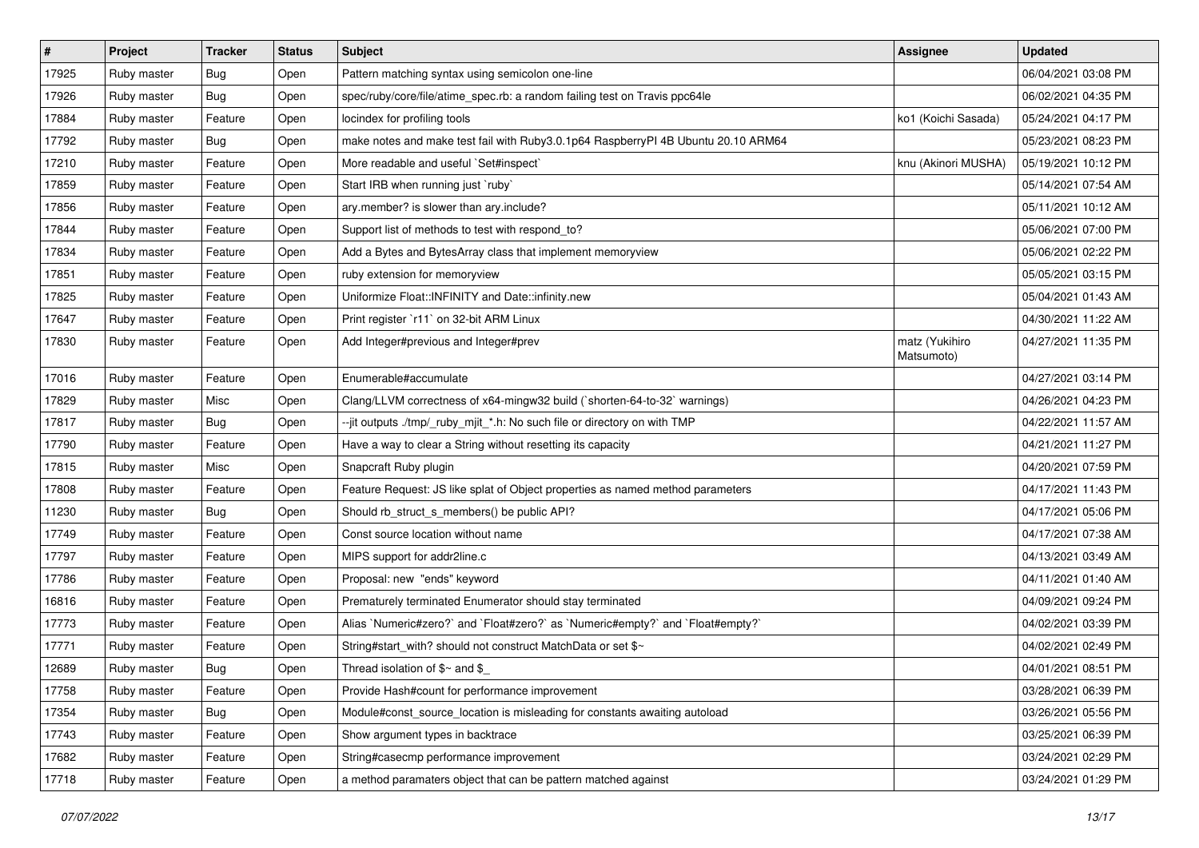| # | Project | Tracker | Status | Subject | Assignee | Updated |
| --- | --- | --- | --- | --- | --- | --- |
| 17925 | Ruby master | Bug | Open | Pattern matching syntax using semicolon one-line | | 06/04/2021 03:08 PM |
| 17926 | Ruby master | Bug | Open | spec/ruby/core/file/atime_spec.rb: a random failing test on Travis ppc64le | | 06/02/2021 04:35 PM |
| 17884 | Ruby master | Feature | Open | locindex for profiling tools | ko1 (Koichi Sasada) | 05/24/2021 04:17 PM |
| 17792 | Ruby master | Bug | Open | make notes and make test fail with Ruby3.0.1p64 RaspberryPI 4B Ubuntu 20.10 ARM64 | | 05/23/2021 08:23 PM |
| 17210 | Ruby master | Feature | Open | More readable and useful `Set#inspect` | knu (Akinori MUSHA) | 05/19/2021 10:12 PM |
| 17859 | Ruby master | Feature | Open | Start IRB when running just `ruby` | | 05/14/2021 07:54 AM |
| 17856 | Ruby master | Feature | Open | ary.member? is slower than ary.include? | | 05/11/2021 10:12 AM |
| 17844 | Ruby master | Feature | Open | Support list of methods to test with respond_to? | | 05/06/2021 07:00 PM |
| 17834 | Ruby master | Feature | Open | Add a Bytes and BytesArray class that implement memoryview | | 05/06/2021 02:22 PM |
| 17851 | Ruby master | Feature | Open | ruby extension for memoryview | | 05/05/2021 03:15 PM |
| 17825 | Ruby master | Feature | Open | Uniformize Float::INFINITY and Date::infinity.new | | 05/04/2021 01:43 AM |
| 17647 | Ruby master | Feature | Open | Print register `r11` on 32-bit ARM Linux | | 04/30/2021 11:22 AM |
| 17830 | Ruby master | Feature | Open | Add Integer#previous and Integer#prev | matz (Yukihiro Matsumoto) | 04/27/2021 11:35 PM |
| 17016 | Ruby master | Feature | Open | Enumerable#accumulate | | 04/27/2021 03:14 PM |
| 17829 | Ruby master | Misc | Open | Clang/LLVM correctness of x64-mingw32 build (`shorten-64-to-32` warnings) | | 04/26/2021 04:23 PM |
| 17817 | Ruby master | Bug | Open | --jit outputs ./tmp/_ruby_mjit_*.h: No such file or directory on with TMP | | 04/22/2021 11:57 AM |
| 17790 | Ruby master | Feature | Open | Have a way to clear a String without resetting its capacity | | 04/21/2021 11:27 PM |
| 17815 | Ruby master | Misc | Open | Snapcraft Ruby plugin | | 04/20/2021 07:59 PM |
| 17808 | Ruby master | Feature | Open | Feature Request: JS like splat of Object properties as named method parameters | | 04/17/2021 11:43 PM |
| 11230 | Ruby master | Bug | Open | Should rb_struct_s_members() be public API? | | 04/17/2021 05:06 PM |
| 17749 | Ruby master | Feature | Open | Const source location without name | | 04/17/2021 07:38 AM |
| 17797 | Ruby master | Feature | Open | MIPS support for addr2line.c | | 04/13/2021 03:49 AM |
| 17786 | Ruby master | Feature | Open | Proposal: new "ends" keyword | | 04/11/2021 01:40 AM |
| 16816 | Ruby master | Feature | Open | Prematurely terminated Enumerator should stay terminated | | 04/09/2021 09:24 PM |
| 17773 | Ruby master | Feature | Open | Alias `Numeric#zero?` and `Float#zero?` as `Numeric#empty?` and `Float#empty?` | | 04/02/2021 03:39 PM |
| 17771 | Ruby master | Feature | Open | String#start_with? should not construct MatchData or set $~ | | 04/02/2021 02:49 PM |
| 12689 | Ruby master | Bug | Open | Thread isolation of $~ and $_ | | 04/01/2021 08:51 PM |
| 17758 | Ruby master | Feature | Open | Provide Hash#count for performance improvement | | 03/28/2021 06:39 PM |
| 17354 | Ruby master | Bug | Open | Module#const_source_location is misleading for constants awaiting autoload | | 03/26/2021 05:56 PM |
| 17743 | Ruby master | Feature | Open | Show argument types in backtrace | | 03/25/2021 06:39 PM |
| 17682 | Ruby master | Feature | Open | String#casecmp performance improvement | | 03/24/2021 02:29 PM |
| 17718 | Ruby master | Feature | Open | a method paramaters object that can be pattern matched against | | 03/24/2021 01:29 PM |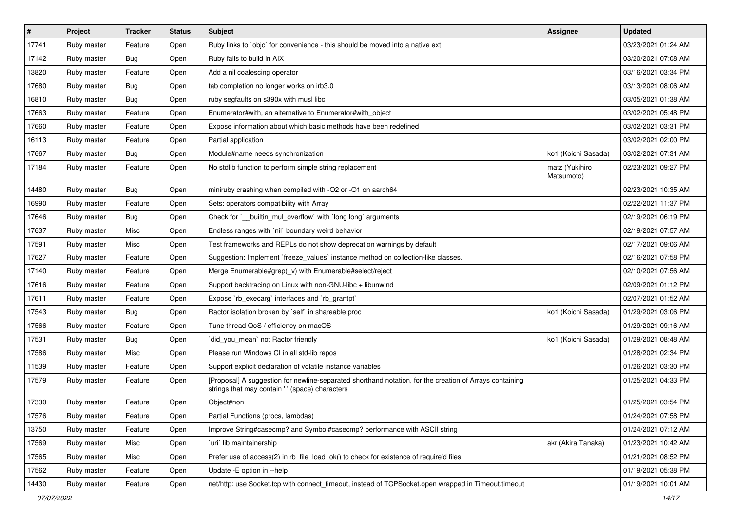| # | Project | Tracker | Status | Subject | Assignee | Updated |
| --- | --- | --- | --- | --- | --- | --- |
| 17741 | Ruby master | Feature | Open | Ruby links to `objc` for convenience - this should be moved into a native ext | | 03/23/2021 01:24 AM |
| 17142 | Ruby master | Bug | Open | Ruby fails to build in AIX | | 03/20/2021 07:08 AM |
| 13820 | Ruby master | Feature | Open | Add a nil coalescing operator | | 03/16/2021 03:34 PM |
| 17680 | Ruby master | Bug | Open | tab completion no longer works on irb3.0 | | 03/13/2021 08:06 AM |
| 16810 | Ruby master | Bug | Open | ruby segfaults on s390x with musl libc | | 03/05/2021 01:38 AM |
| 17663 | Ruby master | Feature | Open | Enumerator#with, an alternative to Enumerator#with_object | | 03/02/2021 05:48 PM |
| 17660 | Ruby master | Feature | Open | Expose information about which basic methods have been redefined | | 03/02/2021 03:31 PM |
| 16113 | Ruby master | Feature | Open | Partial application | | 03/02/2021 02:00 PM |
| 17667 | Ruby master | Bug | Open | Module#name needs synchronization | ko1 (Koichi Sasada) | 03/02/2021 07:31 AM |
| 17184 | Ruby master | Feature | Open | No stdlib function to perform simple string replacement | matz (Yukihiro Matsumoto) | 02/23/2021 09:27 PM |
| 14480 | Ruby master | Bug | Open | miniruby crashing when compiled with -O2 or -O1 on aarch64 | | 02/23/2021 10:35 AM |
| 16990 | Ruby master | Feature | Open | Sets: operators compatibility with Array | | 02/22/2021 11:37 PM |
| 17646 | Ruby master | Bug | Open | Check for `__builtin_mul_overflow` with `long long` arguments | | 02/19/2021 06:19 PM |
| 17637 | Ruby master | Misc | Open | Endless ranges with `nil` boundary weird behavior | | 02/19/2021 07:57 AM |
| 17591 | Ruby master | Misc | Open | Test frameworks and REPLs do not show deprecation warnings by default | | 02/17/2021 09:06 AM |
| 17627 | Ruby master | Feature | Open | Suggestion: Implement `freeze_values` instance method on collection-like classes. | | 02/16/2021 07:58 PM |
| 17140 | Ruby master | Feature | Open | Merge Enumerable#grep(_v) with Enumerable#select/reject | | 02/10/2021 07:56 AM |
| 17616 | Ruby master | Feature | Open | Support backtracing on Linux with non-GNU-libc + libunwind | | 02/09/2021 01:12 PM |
| 17611 | Ruby master | Feature | Open | Expose `rb_execarg` interfaces and `rb_grantpt` | | 02/07/2021 01:52 AM |
| 17543 | Ruby master | Bug | Open | Ractor isolation broken by `self` in shareable proc | ko1 (Koichi Sasada) | 01/29/2021 03:06 PM |
| 17566 | Ruby master | Feature | Open | Tune thread QoS / efficiency on macOS | | 01/29/2021 09:16 AM |
| 17531 | Ruby master | Bug | Open | `did_you_mean` not Ractor friendly | ko1 (Koichi Sasada) | 01/29/2021 08:48 AM |
| 17586 | Ruby master | Misc | Open | Please run Windows CI in all std-lib repos | | 01/28/2021 02:34 PM |
| 11539 | Ruby master | Feature | Open | Support explicit declaration of volatile instance variables | | 01/26/2021 03:30 PM |
| 17579 | Ruby master | Feature | Open | [Proposal] A suggestion for newline-separated shorthand notation, for the creation of Arrays containing strings that may contain ' ' (space) characters | | 01/25/2021 04:33 PM |
| 17330 | Ruby master | Feature | Open | Object#non | | 01/25/2021 03:54 PM |
| 17576 | Ruby master | Feature | Open | Partial Functions (procs, lambdas) | | 01/24/2021 07:58 PM |
| 13750 | Ruby master | Feature | Open | Improve String#casecmp? and Symbol#casecmp? performance with ASCII string | | 01/24/2021 07:12 AM |
| 17569 | Ruby master | Misc | Open | `uri` lib maintainership | akr (Akira Tanaka) | 01/23/2021 10:42 AM |
| 17565 | Ruby master | Misc | Open | Prefer use of access(2) in rb_file_load_ok() to check for existence of require'd files | | 01/21/2021 08:52 PM |
| 17562 | Ruby master | Feature | Open | Update -E option in --help | | 01/19/2021 05:38 PM |
| 14430 | Ruby master | Feature | Open | net/http: use Socket.tcp with connect_timeout, instead of TCPSocket.open wrapped in Timeout.timeout | | 01/19/2021 10:01 AM |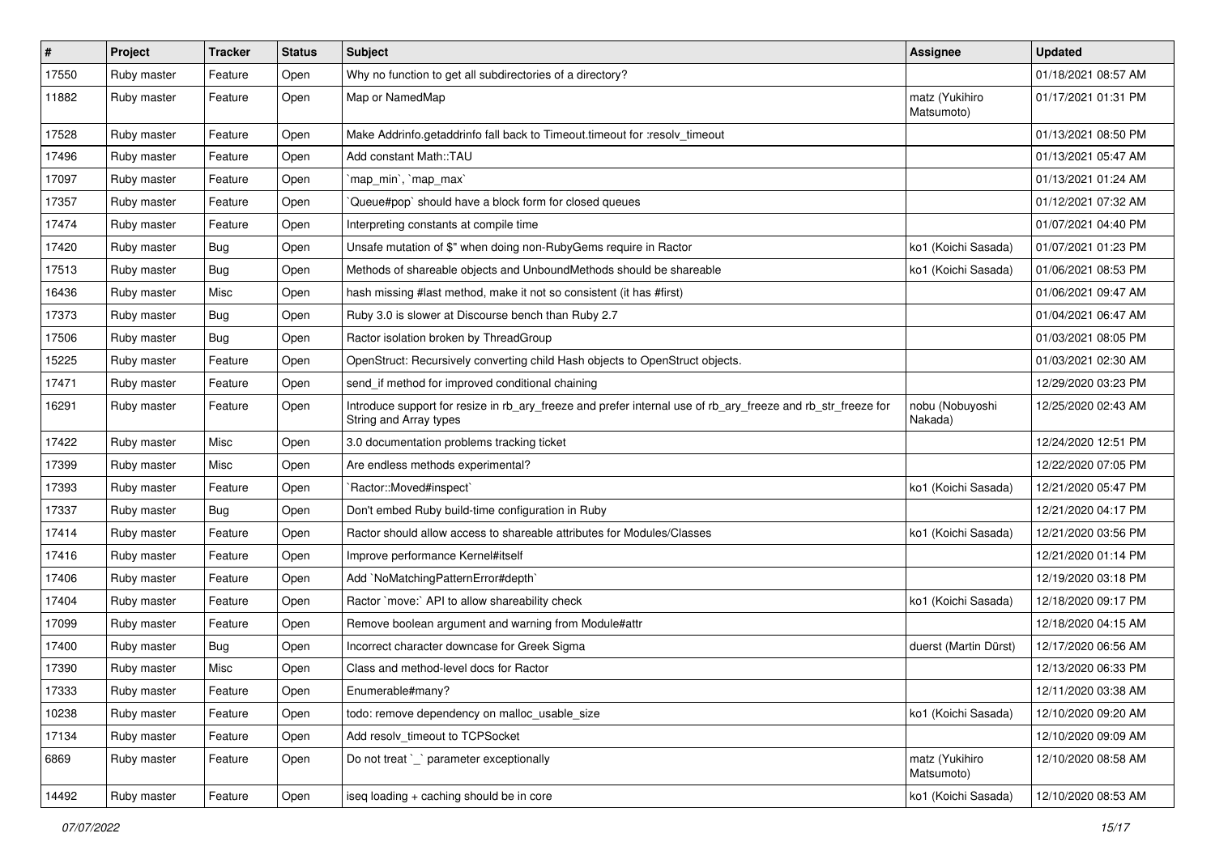| # | Project | Tracker | Status | Subject | Assignee | Updated |
| --- | --- | --- | --- | --- | --- | --- |
| 17550 | Ruby master | Feature | Open | Why no function to get all subdirectories of a directory? | | 01/18/2021 08:57 AM |
| 11882 | Ruby master | Feature | Open | Map or NamedMap | matz (Yukihiro Matsumoto) | 01/17/2021 01:31 PM |
| 17528 | Ruby master | Feature | Open | Make Addrinfo.getaddrinfo fall back to Timeout.timeout for :resolv_timeout | | 01/13/2021 08:50 PM |
| 17496 | Ruby master | Feature | Open | Add constant Math::TAU | | 01/13/2021 05:47 AM |
| 17097 | Ruby master | Feature | Open | `map_min`, `map_max` | | 01/13/2021 01:24 AM |
| 17357 | Ruby master | Feature | Open | `Queue#pop` should have a block form for closed queues | | 01/12/2021 07:32 AM |
| 17474 | Ruby master | Feature | Open | Interpreting constants at compile time | | 01/07/2021 04:40 PM |
| 17420 | Ruby master | Bug | Open | Unsafe mutation of $" when doing non-RubyGems require in Ractor | ko1 (Koichi Sasada) | 01/07/2021 01:23 PM |
| 17513 | Ruby master | Bug | Open | Methods of shareable objects and UnboundMethods should be shareable | ko1 (Koichi Sasada) | 01/06/2021 08:53 PM |
| 16436 | Ruby master | Misc | Open | hash missing #last method, make it not so consistent (it has #first) | | 01/06/2021 09:47 AM |
| 17373 | Ruby master | Bug | Open | Ruby 3.0 is slower at Discourse bench than Ruby 2.7 | | 01/04/2021 06:47 AM |
| 17506 | Ruby master | Bug | Open | Ractor isolation broken by ThreadGroup | | 01/03/2021 08:05 PM |
| 15225 | Ruby master | Feature | Open | OpenStruct: Recursively converting child Hash objects to OpenStruct objects. | | 01/03/2021 02:30 AM |
| 17471 | Ruby master | Feature | Open | send_if method for improved conditional chaining | | 12/29/2020 03:23 PM |
| 16291 | Ruby master | Feature | Open | Introduce support for resize in rb_ary_freeze and prefer internal use of rb_ary_freeze and rb_str_freeze for String and Array types | nobu (Nobuyoshi Nakada) | 12/25/2020 02:43 AM |
| 17422 | Ruby master | Misc | Open | 3.0 documentation problems tracking ticket | | 12/24/2020 12:51 PM |
| 17399 | Ruby master | Misc | Open | Are endless methods experimental? | | 12/22/2020 07:05 PM |
| 17393 | Ruby master | Feature | Open | `Ractor::Moved#inspect` | ko1 (Koichi Sasada) | 12/21/2020 05:47 PM |
| 17337 | Ruby master | Bug | Open | Don't embed Ruby build-time configuration in Ruby | | 12/21/2020 04:17 PM |
| 17414 | Ruby master | Feature | Open | Ractor should allow access to shareable attributes for Modules/Classes | ko1 (Koichi Sasada) | 12/21/2020 03:56 PM |
| 17416 | Ruby master | Feature | Open | Improve performance Kernel#itself | | 12/21/2020 01:14 PM |
| 17406 | Ruby master | Feature | Open | Add `NoMatchingPatternError#depth` | | 12/19/2020 03:18 PM |
| 17404 | Ruby master | Feature | Open | Ractor `move:` API to allow shareability check | ko1 (Koichi Sasada) | 12/18/2020 09:17 PM |
| 17099 | Ruby master | Feature | Open | Remove boolean argument and warning from Module#attr | | 12/18/2020 04:15 AM |
| 17400 | Ruby master | Bug | Open | Incorrect character downcase for Greek Sigma | duerst (Martin Dürst) | 12/17/2020 06:56 AM |
| 17390 | Ruby master | Misc | Open | Class and method-level docs for Ractor | | 12/13/2020 06:33 PM |
| 17333 | Ruby master | Feature | Open | Enumerable#many? | | 12/11/2020 03:38 AM |
| 10238 | Ruby master | Feature | Open | todo: remove dependency on malloc_usable_size | ko1 (Koichi Sasada) | 12/10/2020 09:20 AM |
| 17134 | Ruby master | Feature | Open | Add resolv_timeout to TCPSocket | | 12/10/2020 09:09 AM |
| 6869 | Ruby master | Feature | Open | Do not treat `_` parameter exceptionally | matz (Yukihiro Matsumoto) | 12/10/2020 08:58 AM |
| 14492 | Ruby master | Feature | Open | iseq loading + caching should be in core | ko1 (Koichi Sasada) | 12/10/2020 08:53 AM |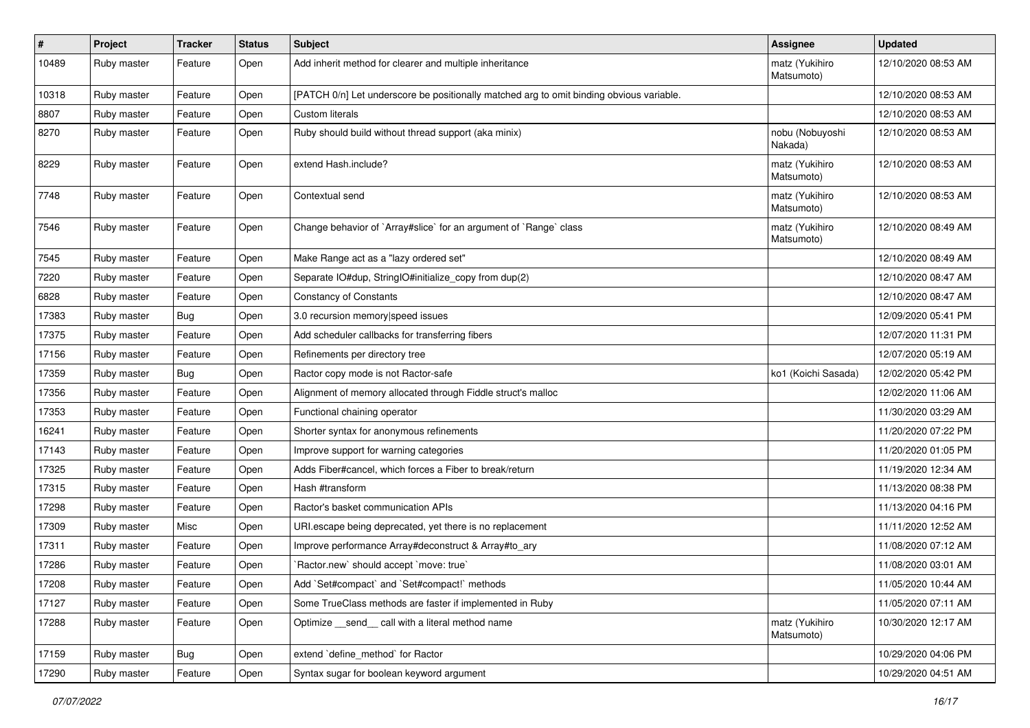| # | Project | Tracker | Status | Subject | Assignee | Updated |
|---|---|---|---|---|---|---|
| 10489 | Ruby master | Feature | Open | Add inherit method for clearer and multiple inheritance | matz (Yukihiro Matsumoto) | 12/10/2020 08:53 AM |
| 10318 | Ruby master | Feature | Open | [PATCH 0/n] Let underscore be positionally matched arg to omit binding obvious variable. | | 12/10/2020 08:53 AM |
| 8807 | Ruby master | Feature | Open | Custom literals | | 12/10/2020 08:53 AM |
| 8270 | Ruby master | Feature | Open | Ruby should build without thread support (aka minix) | nobu (Nobuyoshi Nakada) | 12/10/2020 08:53 AM |
| 8229 | Ruby master | Feature | Open | extend Hash.include? | matz (Yukihiro Matsumoto) | 12/10/2020 08:53 AM |
| 7748 | Ruby master | Feature | Open | Contextual send | matz (Yukihiro Matsumoto) | 12/10/2020 08:53 AM |
| 7546 | Ruby master | Feature | Open | Change behavior of `Array#slice` for an argument of `Range` class | matz (Yukihiro Matsumoto) | 12/10/2020 08:49 AM |
| 7545 | Ruby master | Feature | Open | Make Range act as a "lazy ordered set" | | 12/10/2020 08:49 AM |
| 7220 | Ruby master | Feature | Open | Separate IO#dup, StringIO#initialize_copy from dup(2) | | 12/10/2020 08:47 AM |
| 6828 | Ruby master | Feature | Open | Constancy of Constants | | 12/10/2020 08:47 AM |
| 17383 | Ruby master | Bug | Open | 3.0 recursion memory\|speed issues | | 12/09/2020 05:41 PM |
| 17375 | Ruby master | Feature | Open | Add scheduler callbacks for transferring fibers | | 12/07/2020 11:31 PM |
| 17156 | Ruby master | Feature | Open | Refinements per directory tree | | 12/07/2020 05:19 AM |
| 17359 | Ruby master | Bug | Open | Ractor copy mode is not Ractor-safe | ko1 (Koichi Sasada) | 12/02/2020 05:42 PM |
| 17356 | Ruby master | Feature | Open | Alignment of memory allocated through Fiddle struct's malloc | | 12/02/2020 11:06 AM |
| 17353 | Ruby master | Feature | Open | Functional chaining operator | | 11/30/2020 03:29 AM |
| 16241 | Ruby master | Feature | Open | Shorter syntax for anonymous refinements | | 11/20/2020 07:22 PM |
| 17143 | Ruby master | Feature | Open | Improve support for warning categories | | 11/20/2020 01:05 PM |
| 17325 | Ruby master | Feature | Open | Adds Fiber#cancel, which forces a Fiber to break/return | | 11/19/2020 12:34 AM |
| 17315 | Ruby master | Feature | Open | Hash #transform | | 11/13/2020 08:38 PM |
| 17298 | Ruby master | Feature | Open | Ractor's basket communication APIs | | 11/13/2020 04:16 PM |
| 17309 | Ruby master | Misc | Open | URI.escape being deprecated, yet there is no replacement | | 11/11/2020 12:52 AM |
| 17311 | Ruby master | Feature | Open | Improve performance Array#deconstruct & Array#to_ary | | 11/08/2020 07:12 AM |
| 17286 | Ruby master | Feature | Open | `Ractor.new` should accept `move: true` | | 11/08/2020 03:01 AM |
| 17208 | Ruby master | Feature | Open | Add `Set#compact` and `Set#compact!` methods | | 11/05/2020 10:44 AM |
| 17127 | Ruby master | Feature | Open | Some TrueClass methods are faster if implemented in Ruby | | 11/05/2020 07:11 AM |
| 17288 | Ruby master | Feature | Open | Optimize __send__ call with a literal method name | matz (Yukihiro Matsumoto) | 10/30/2020 12:17 AM |
| 17159 | Ruby master | Bug | Open | extend `define_method` for Ractor | | 10/29/2020 04:06 PM |
| 17290 | Ruby master | Feature | Open | Syntax sugar for boolean keyword argument | | 10/29/2020 04:51 AM |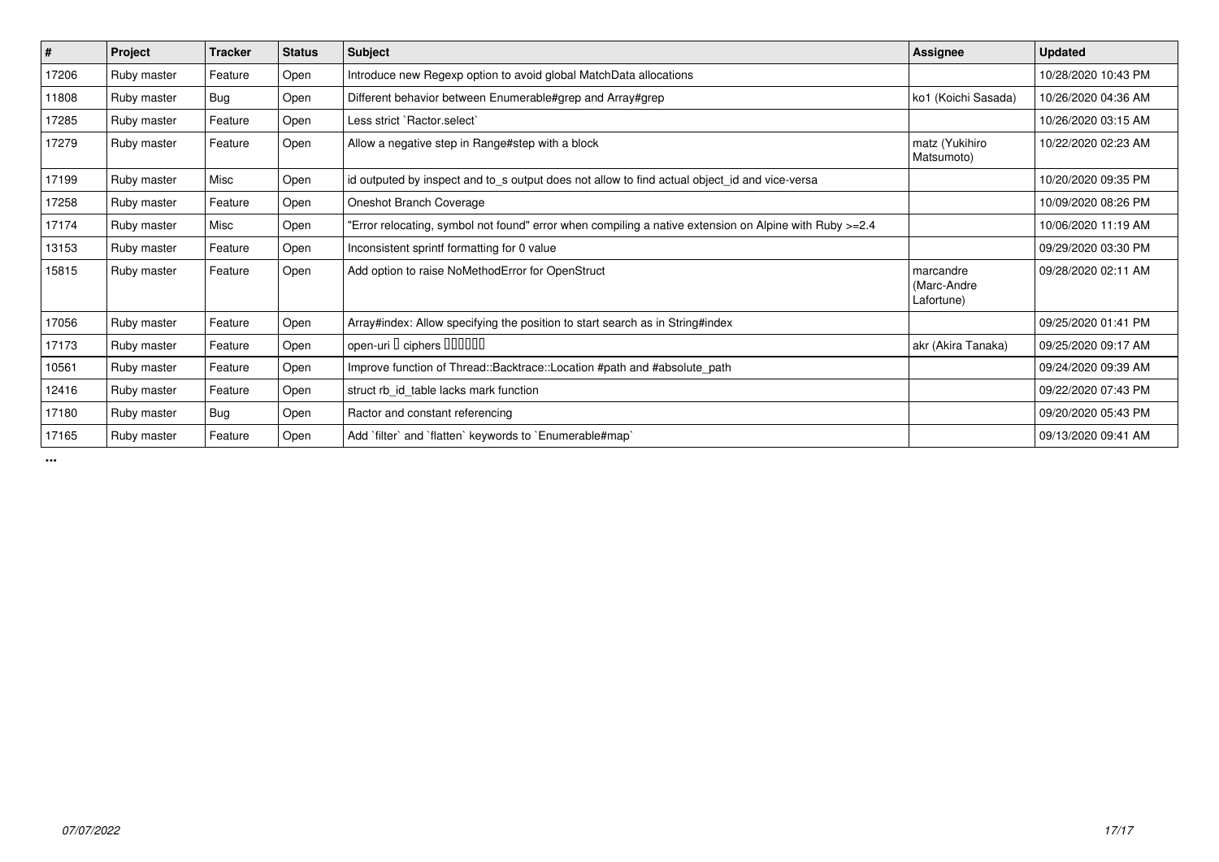| # | Project | Tracker | Status | Subject | Assignee | Updated |
|---|---|---|---|---|---|---|
| 17206 | Ruby master | Feature | Open | Introduce new Regexp option to avoid global MatchData allocations | | 10/28/2020 10:43 PM |
| 11808 | Ruby master | Bug | Open | Different behavior between Enumerable#grep and Array#grep | ko1 (Koichi Sasada) | 10/26/2020 04:36 AM |
| 17285 | Ruby master | Feature | Open | Less strict `Ractor.select` | | 10/26/2020 03:15 AM |
| 17279 | Ruby master | Feature | Open | Allow a negative step in Range#step with a block | matz (Yukihiro Matsumoto) | 10/22/2020 02:23 AM |
| 17199 | Ruby master | Misc | Open | id outputed by inspect and to_s output does not allow to find actual object_id and vice-versa | | 10/20/2020 09:35 PM |
| 17258 | Ruby master | Feature | Open | Oneshot Branch Coverage | | 10/09/2020 08:26 PM |
| 17174 | Ruby master | Misc | Open | "Error relocating, symbol not found" error when compiling a native extension on Alpine with Ruby >=2.4 | | 10/06/2020 11:19 AM |
| 13153 | Ruby master | Feature | Open | Inconsistent sprintf formatting for 0 value | | 09/29/2020 03:30 PM |
| 15815 | Ruby master | Feature | Open | Add option to raise NoMethodError for OpenStruct | marcandre (Marc-Andre Lafortune) | 09/28/2020 02:11 AM |
| 17056 | Ruby master | Feature | Open | Array#index: Allow specifying the position to start search as in String#index | | 09/25/2020 01:41 PM |
| 17173 | Ruby master | Feature | Open | open-uri � ciphers ������ | akr (Akira Tanaka) | 09/25/2020 09:17 AM |
| 10561 | Ruby master | Feature | Open | Improve function of Thread::Backtrace::Location #path and #absolute_path | | 09/24/2020 09:39 AM |
| 12416 | Ruby master | Feature | Open | struct rb_id_table lacks mark function | | 09/22/2020 07:43 PM |
| 17180 | Ruby master | Bug | Open | Ractor and constant referencing | | 09/20/2020 05:43 PM |
| 17165 | Ruby master | Feature | Open | Add `filter` and `flatten` keywords to `Enumerable#map` | | 09/13/2020 09:41 AM |

...